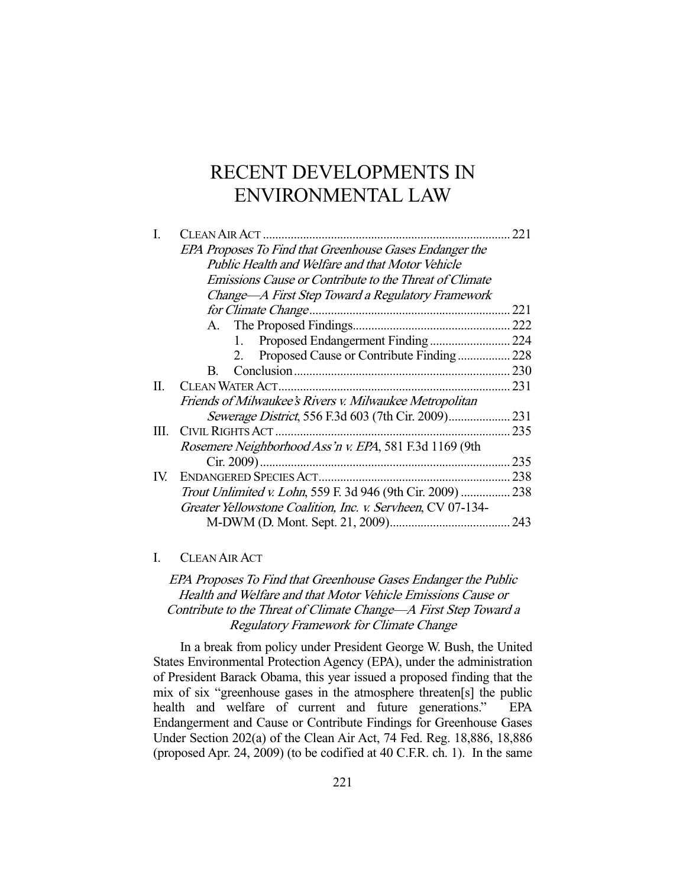# RECENT DEVELOPMENTS IN ENVIRONMENTAL LAW

| | | |
|---|---|---|
| I. | CLEAN AIR ACT | 221 |
| | *EPA Proposes To Find that Greenhouse Gases Endanger the Public Health and Welfare and that Motor Vehicle Emissions Cause or Contribute to the Threat of Climate Change—A First Step Toward a Regulatory Framework for Climate Change* | 221 |
| | A. The Proposed Findings | 222 |
| | 1. Proposed Endangerment Finding | 224 |
| | 2. Proposed Cause or Contribute Finding | 228 |
| | B. Conclusion | 230 |
| II. | CLEAN WATER ACT | 231 |
| | *Friends of Milwaukee's Rivers v. Milwaukee Metropolitan Sewerage District*, 556 F.3d 603 (7th Cir. 2009) | 231 |
| III. | CIVIL RIGHTS ACT | 235 |
| | *Rosemere Neighborhood Ass'n v. EPA*, 581 F.3d 1169 (9th Cir. 2009) | 235 |
| IV. | ENDANGERED SPECIES ACT | 238 |
| | *Trout Unlimited v. Lohn*, 559 F. 3d 946 (9th Cir. 2009) | 238 |
| | *Greater Yellowstone Coalition, Inc. v. Servheen*, CV 07-134-M-DWM (D. Mont. Sept. 21, 2009) | 243 |

## I. CLEAN AIR ACT

### *EPA Proposes To Find that Greenhouse Gases Endanger the Public Health and Welfare and that Motor Vehicle Emissions Cause or Contribute to the Threat of Climate Change—A First Step Toward a Regulatory Framework for Climate Change*

In a break from policy under President George W. Bush, the United States Environmental Protection Agency (EPA), under the administration of President Barack Obama, this year issued a proposed finding that the mix of six "greenhouse gases in the atmosphere threaten[s] the public health and welfare of current and future generations." EPA Endangerment and Cause or Contribute Findings for Greenhouse Gases Under Section 202(a) of the Clean Air Act, 74 Fed. Reg. 18,886, 18,886 (proposed Apr. 24, 2009) (to be codified at 40 C.F.R. ch. 1). In the same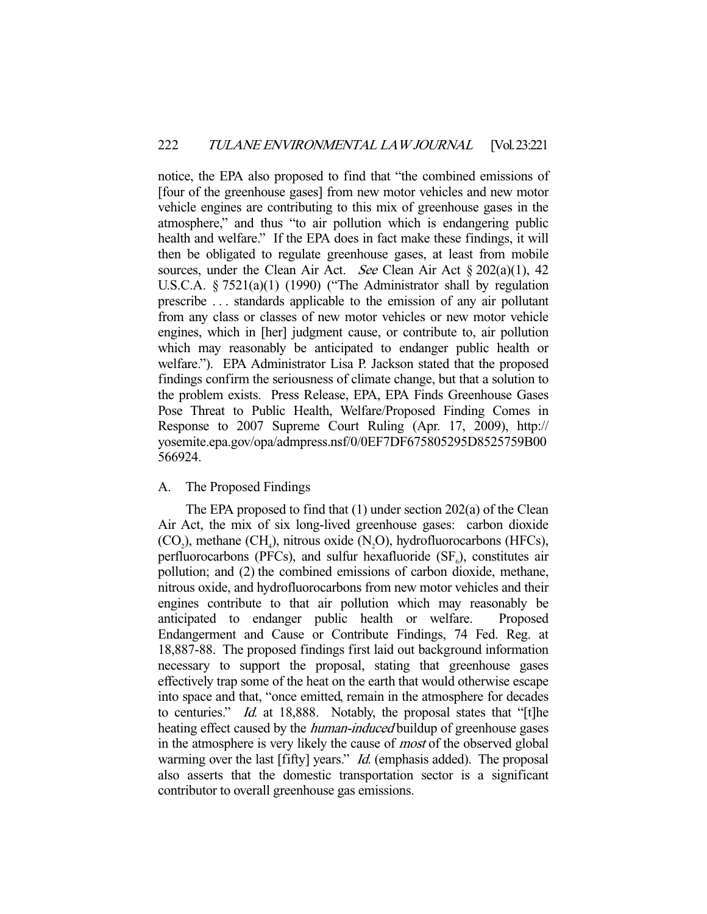notice, the EPA also proposed to find that "the combined emissions of [four of the greenhouse gases] from new motor vehicles and new motor vehicle engines are contributing to this mix of greenhouse gases in the atmosphere," and thus "to air pollution which is endangering public health and welfare." If the EPA does in fact make these findings, it will then be obligated to regulate greenhouse gases, at least from mobile sources, under the Clean Air Act. *See* Clean Air Act § 202(a)(1), 42 U.S.C.A. § 7521(a)(1) (1990) ("The Administrator shall by regulation prescribe . . . standards applicable to the emission of any air pollutant from any class or classes of new motor vehicles or new motor vehicle engines, which in [her] judgment cause, or contribute to, air pollution which may reasonably be anticipated to endanger public health or welfare."). EPA Administrator Lisa P. Jackson stated that the proposed findings confirm the seriousness of climate change, but that a solution to the problem exists. Press Release, EPA, EPA Finds Greenhouse Gases Pose Threat to Public Health, Welfare/Proposed Finding Comes in Response to 2007 Supreme Court Ruling (Apr. 17, 2009), http://yosemite.epa.gov/opa/admpress.nsf/0/0EF7DF675805295D8525759B00566924.

## A. The Proposed Findings

The EPA proposed to find that (1) under section 202(a) of the Clean Air Act, the mix of six long-lived greenhouse gases: carbon dioxide ($CO_2$), methane ($CH_4$), nitrous oxide ($N_2O$), hydrofluorocarbons (HFCs), perfluorocarbons (PFCs), and sulfur hexafluoride ($SF_6$), constitutes air pollution; and (2) the combined emissions of carbon dioxide, methane, nitrous oxide, and hydrofluorocarbons from new motor vehicles and their engines contribute to that air pollution which may reasonably be anticipated to endanger public health or welfare. Proposed Endangerment and Cause or Contribute Findings, 74 Fed. Reg. at 18,887-88. The proposed findings first laid out background information necessary to support the proposal, stating that greenhouse gases effectively trap some of the heat on the earth that would otherwise escape into space and that, "once emitted, remain in the atmosphere for decades to centuries." *Id.* at 18,888. Notably, the proposal states that "[t]he heating effect caused by the *human-induced* buildup of greenhouse gases in the atmosphere is very likely the cause of *most* of the observed global warming over the last [fifty] years." *Id.* (emphasis added). The proposal also asserts that the domestic transportation sector is a significant contributor to overall greenhouse gas emissions.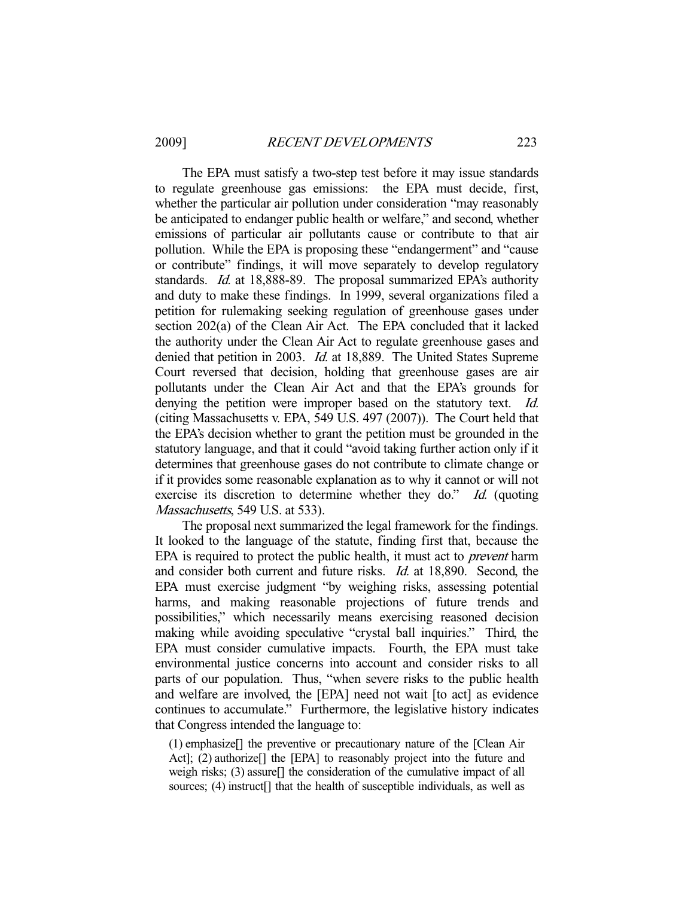The EPA must satisfy a two-step test before it may issue standards to regulate greenhouse gas emissions: the EPA must decide, first, whether the particular air pollution under consideration "may reasonably be anticipated to endanger public health or welfare," and second, whether emissions of particular air pollutants cause or contribute to that air pollution. While the EPA is proposing these "endangerment" and "cause or contribute" findings, it will move separately to develop regulatory standards. *Id.* at 18,888-89. The proposal summarized EPA's authority and duty to make these findings. In 1999, several organizations filed a petition for rulemaking seeking regulation of greenhouse gases under section 202(a) of the Clean Air Act. The EPA concluded that it lacked the authority under the Clean Air Act to regulate greenhouse gases and denied that petition in 2003. *Id.* at 18,889. The United States Supreme Court reversed that decision, holding that greenhouse gases are air pollutants under the Clean Air Act and that the EPA's grounds for denying the petition were improper based on the statutory text. *Id.* (citing Massachusetts v. EPA, 549 U.S. 497 (2007)). The Court held that the EPA's decision whether to grant the petition must be grounded in the statutory language, and that it could "avoid taking further action only if it determines that greenhouse gases do not contribute to climate change or if it provides some reasonable explanation as to why it cannot or will not exercise its discretion to determine whether they do." *Id.* (quoting *Massachusetts*, 549 U.S. at 533).

The proposal next summarized the legal framework for the findings. It looked to the language of the statute, finding first that, because the EPA is required to protect the public health, it must act to *prevent* harm and consider both current and future risks. *Id.* at 18,890. Second, the EPA must exercise judgment "by weighing risks, assessing potential harms, and making reasonable projections of future trends and possibilities," which necessarily means exercising reasoned decision making while avoiding speculative "crystal ball inquiries." Third, the EPA must consider cumulative impacts. Fourth, the EPA must take environmental justice concerns into account and consider risks to all parts of our population. Thus, "when severe risks to the public health and welfare are involved, the [EPA] need not wait [to act] as evidence continues to accumulate." Furthermore, the legislative history indicates that Congress intended the language to:

> (1) emphasize[] the preventive or precautionary nature of the [Clean Air Act]; (2) authorize[] the [EPA] to reasonably project into the future and weigh risks; (3) assure[] the consideration of the cumulative impact of all sources; (4) instruct[] that the health of susceptible individuals, as well as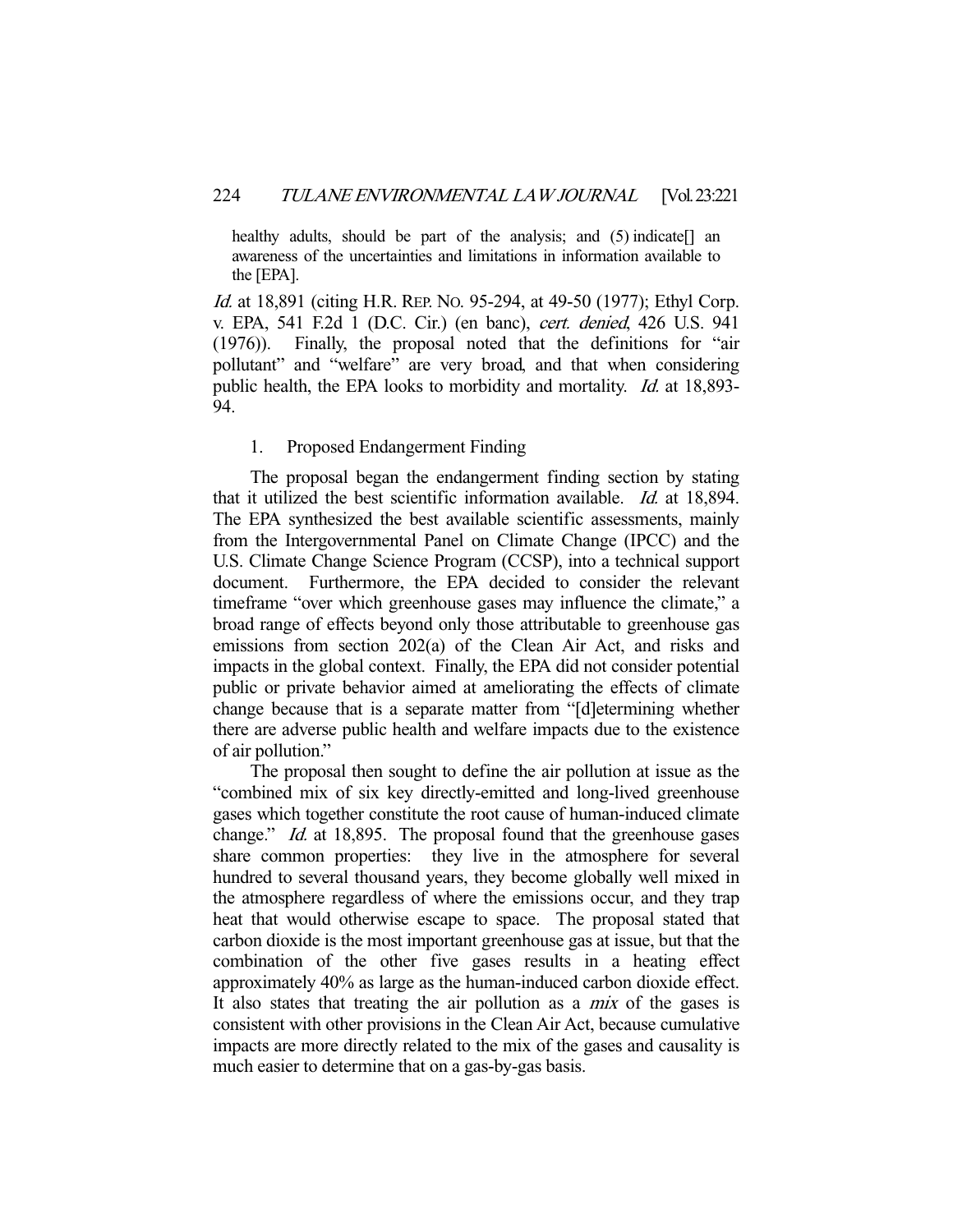healthy adults, should be part of the analysis; and (5) indicate[] an awareness of the uncertainties and limitations in information available to the [EPA].

*Id.* at 18,891 (citing H.R. REP. NO. 95-294, at 49-50 (1977); Ethyl Corp. v. EPA, 541 F.2d 1 (D.C. Cir.) (en banc), *cert. denied*, 426 U.S. 941 (1976)). Finally, the proposal noted that the definitions for "air pollutant" and "welfare" are very broad, and that when considering public health, the EPA looks to morbidity and mortality. *Id.* at 18,893-94.

1. Proposed Endangerment Finding

The proposal began the endangerment finding section by stating that it utilized the best scientific information available. *Id.* at 18,894. The EPA synthesized the best available scientific assessments, mainly from the Intergovernmental Panel on Climate Change (IPCC) and the U.S. Climate Change Science Program (CCSP), into a technical support document. Furthermore, the EPA decided to consider the relevant timeframe "over which greenhouse gases may influence the climate," a broad range of effects beyond only those attributable to greenhouse gas emissions from section 202(a) of the Clean Air Act, and risks and impacts in the global context. Finally, the EPA did not consider potential public or private behavior aimed at ameliorating the effects of climate change because that is a separate matter from "[d]etermining whether there are adverse public health and welfare impacts due to the existence of air pollution."

The proposal then sought to define the air pollution at issue as the "combined mix of six key directly-emitted and long-lived greenhouse gases which together constitute the root cause of human-induced climate change." *Id.* at 18,895. The proposal found that the greenhouse gases share common properties: they live in the atmosphere for several hundred to several thousand years, they become globally well mixed in the atmosphere regardless of where the emissions occur, and they trap heat that would otherwise escape to space. The proposal stated that carbon dioxide is the most important greenhouse gas at issue, but that the combination of the other five gases results in a heating effect approximately 40% as large as the human-induced carbon dioxide effect. It also states that treating the air pollution as a *mix* of the gases is consistent with other provisions in the Clean Air Act, because cumulative impacts are more directly related to the mix of the gases and causality is much easier to determine that on a gas-by-gas basis.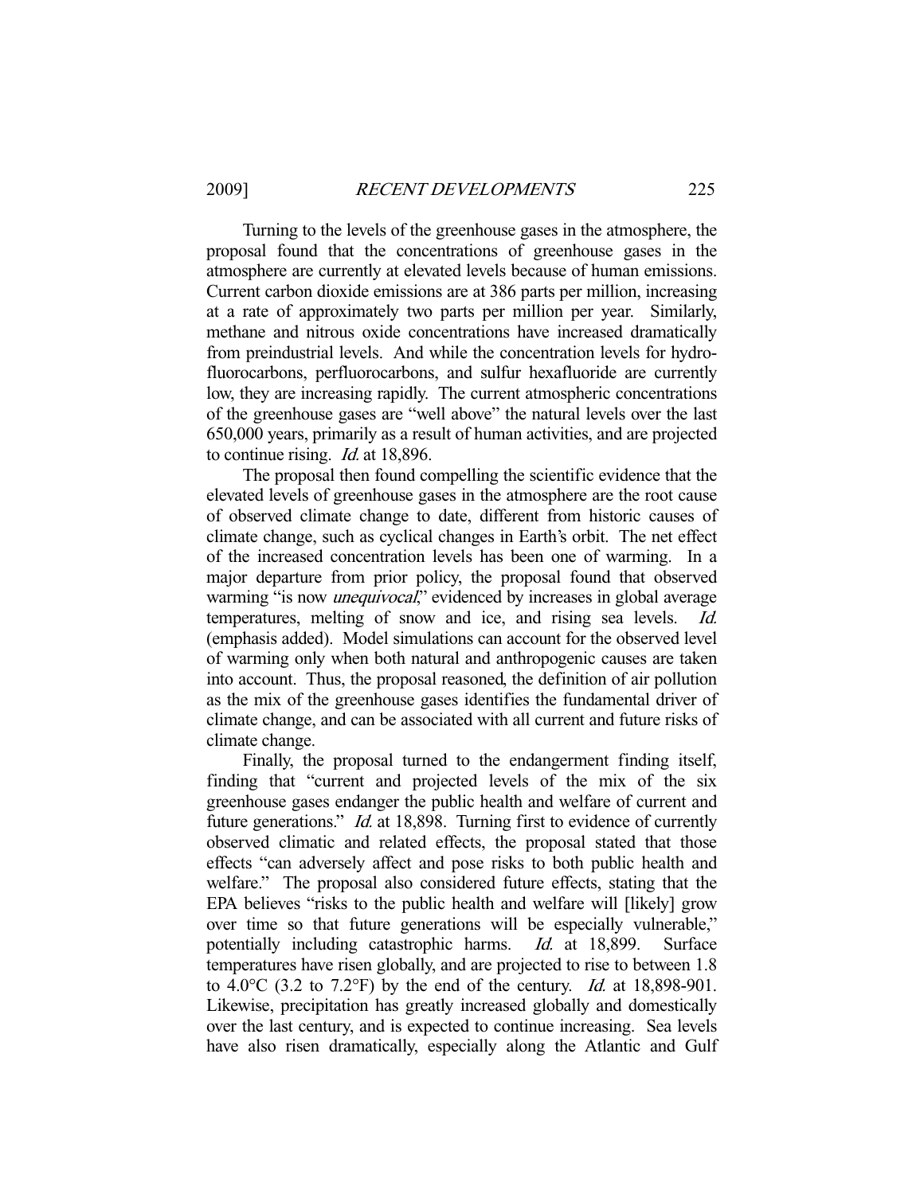Turning to the levels of the greenhouse gases in the atmosphere, the proposal found that the concentrations of greenhouse gases in the atmosphere are currently at elevated levels because of human emissions. Current carbon dioxide emissions are at 386 parts per million, increasing at a rate of approximately two parts per million per year. Similarly, methane and nitrous oxide concentrations have increased dramatically from preindustrial levels. And while the concentration levels for hydrofluorocarbons, perfluorocarbons, and sulfur hexafluoride are currently low, they are increasing rapidly. The current atmospheric concentrations of the greenhouse gases are "well above" the natural levels over the last 650,000 years, primarily as a result of human activities, and are projected to continue rising. *Id.* at 18,896.

The proposal then found compelling the scientific evidence that the elevated levels of greenhouse gases in the atmosphere are the root cause of observed climate change to date, different from historic causes of climate change, such as cyclical changes in Earth's orbit. The net effect of the increased concentration levels has been one of warming. In a major departure from prior policy, the proposal found that observed warming "is now *unequivocal*," evidenced by increases in global average temperatures, melting of snow and ice, and rising sea levels. *Id.* (emphasis added). Model simulations can account for the observed level of warming only when both natural and anthropogenic causes are taken into account. Thus, the proposal reasoned, the definition of air pollution as the mix of the greenhouse gases identifies the fundamental driver of climate change, and can be associated with all current and future risks of climate change.

Finally, the proposal turned to the endangerment finding itself, finding that "current and projected levels of the mix of the six greenhouse gases endanger the public health and welfare of current and future generations." *Id.* at 18,898. Turning first to evidence of currently observed climatic and related effects, the proposal stated that those effects "can adversely affect and pose risks to both public health and welfare." The proposal also considered future effects, stating that the EPA believes "risks to the public health and welfare will [likely] grow over time so that future generations will be especially vulnerable," potentially including catastrophic harms. *Id.* at 18,899. Surface temperatures have risen globally, and are projected to rise to between 1.8 to 4.0°C (3.2 to 7.2°F) by the end of the century. *Id.* at 18,898-901. Likewise, precipitation has greatly increased globally and domestically over the last century, and is expected to continue increasing. Sea levels have also risen dramatically, especially along the Atlantic and Gulf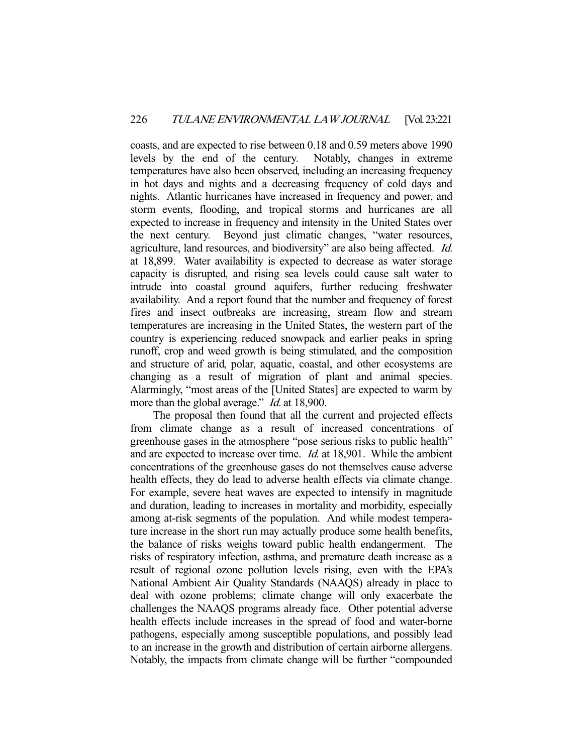coasts, and are expected to rise between 0.18 and 0.59 meters above 1990 levels by the end of the century. Notably, changes in extreme temperatures have also been observed, including an increasing frequency in hot days and nights and a decreasing frequency of cold days and nights. Atlantic hurricanes have increased in frequency and power, and storm events, flooding, and tropical storms and hurricanes are all expected to increase in frequency and intensity in the United States over the next century. Beyond just climatic changes, "water resources, agriculture, land resources, and biodiversity" are also being affected. *Id.* at 18,899. Water availability is expected to decrease as water storage capacity is disrupted, and rising sea levels could cause salt water to intrude into coastal ground aquifers, further reducing freshwater availability. And a report found that the number and frequency of forest fires and insect outbreaks are increasing, stream flow and stream temperatures are increasing in the United States, the western part of the country is experiencing reduced snowpack and earlier peaks in spring runoff, crop and weed growth is being stimulated, and the composition and structure of arid, polar, aquatic, coastal, and other ecosystems are changing as a result of migration of plant and animal species. Alarmingly, "most areas of the [United States] are expected to warm by more than the global average." *Id.* at 18,900.

The proposal then found that all the current and projected effects from climate change as a result of increased concentrations of greenhouse gases in the atmosphere "pose serious risks to public health" and are expected to increase over time. *Id.* at 18,901. While the ambient concentrations of the greenhouse gases do not themselves cause adverse health effects, they do lead to adverse health effects via climate change. For example, severe heat waves are expected to intensify in magnitude and duration, leading to increases in mortality and morbidity, especially among at-risk segments of the population. And while modest temperature increase in the short run may actually produce some health benefits, the balance of risks weighs toward public health endangerment. The risks of respiratory infection, asthma, and premature death increase as a result of regional ozone pollution levels rising, even with the EPA's National Ambient Air Quality Standards (NAAQS) already in place to deal with ozone problems; climate change will only exacerbate the challenges the NAAQS programs already face. Other potential adverse health effects include increases in the spread of food and water-borne pathogens, especially among susceptible populations, and possibly lead to an increase in the growth and distribution of certain airborne allergens. Notably, the impacts from climate change will be further "compounded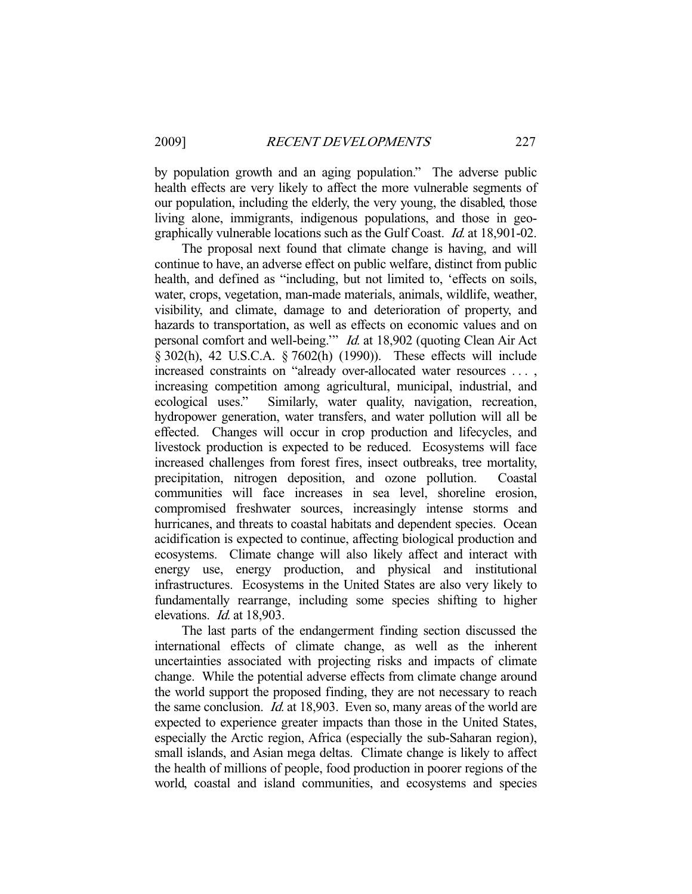by population growth and an aging population." The adverse public health effects are very likely to affect the more vulnerable segments of our population, including the elderly, the very young, the disabled, those living alone, immigrants, indigenous populations, and those in geographically vulnerable locations such as the Gulf Coast. *Id.* at 18,901-02.

The proposal next found that climate change is having, and will continue to have, an adverse effect on public welfare, distinct from public health, and defined as "including, but not limited to, 'effects on soils, water, crops, vegetation, man-made materials, animals, wildlife, weather, visibility, and climate, damage to and deterioration of property, and hazards to transportation, as well as effects on economic values and on personal comfort and well-being.'" *Id.* at 18,902 (quoting Clean Air Act § 302(h), 42 U.S.C.A. § 7602(h) (1990)). These effects will include increased constraints on "already over-allocated water resources . . . , increasing competition among agricultural, municipal, industrial, and ecological uses." Similarly, water quality, navigation, recreation, hydropower generation, water transfers, and water pollution will all be effected. Changes will occur in crop production and lifecycles, and livestock production is expected to be reduced. Ecosystems will face increased challenges from forest fires, insect outbreaks, tree mortality, precipitation, nitrogen deposition, and ozone pollution. Coastal communities will face increases in sea level, shoreline erosion, compromised freshwater sources, increasingly intense storms and hurricanes, and threats to coastal habitats and dependent species. Ocean acidification is expected to continue, affecting biological production and ecosystems. Climate change will also likely affect and interact with energy use, energy production, and physical and institutional infrastructures. Ecosystems in the United States are also very likely to fundamentally rearrange, including some species shifting to higher elevations. *Id.* at 18,903.

The last parts of the endangerment finding section discussed the international effects of climate change, as well as the inherent uncertainties associated with projecting risks and impacts of climate change. While the potential adverse effects from climate change around the world support the proposed finding, they are not necessary to reach the same conclusion. *Id.* at 18,903. Even so, many areas of the world are expected to experience greater impacts than those in the United States, especially the Arctic region, Africa (especially the sub-Saharan region), small islands, and Asian mega deltas. Climate change is likely to affect the health of millions of people, food production in poorer regions of the world, coastal and island communities, and ecosystems and species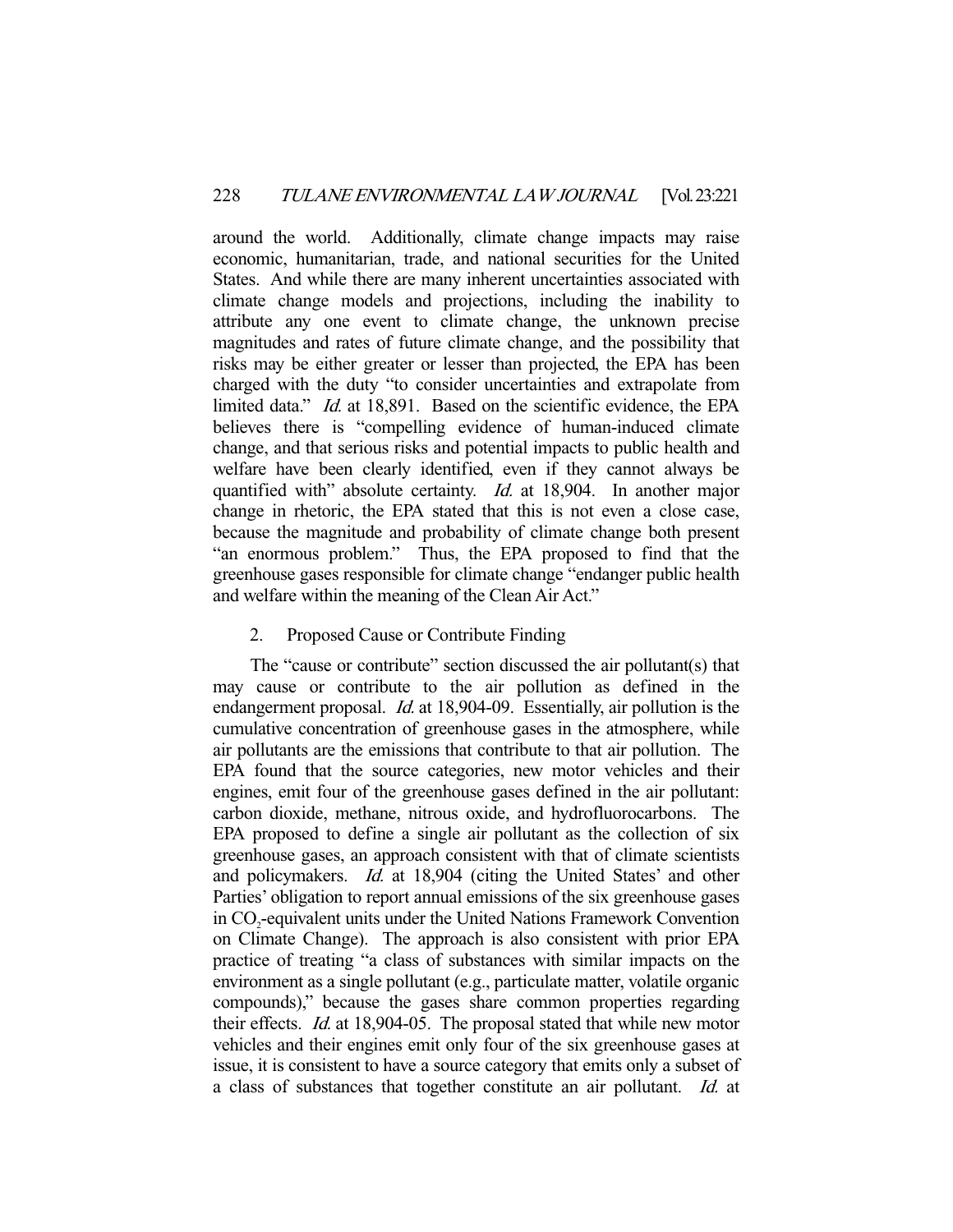around the world. Additionally, climate change impacts may raise economic, humanitarian, trade, and national securities for the United States. And while there are many inherent uncertainties associated with climate change models and projections, including the inability to attribute any one event to climate change, the unknown precise magnitudes and rates of future climate change, and the possibility that risks may be either greater or lesser than projected, the EPA has been charged with the duty "to consider uncertainties and extrapolate from limited data." *Id.* at 18,891. Based on the scientific evidence, the EPA believes there is "compelling evidence of human-induced climate change, and that serious risks and potential impacts to public health and welfare have been clearly identified, even if they cannot always be quantified with" absolute certainty. *Id.* at 18,904. In another major change in rhetoric, the EPA stated that this is not even a close case, because the magnitude and probability of climate change both present "an enormous problem." Thus, the EPA proposed to find that the greenhouse gases responsible for climate change "endanger public health and welfare within the meaning of the Clean Air Act."

2. Proposed Cause or Contribute Finding

The "cause or contribute" section discussed the air pollutant(s) that may cause or contribute to the air pollution as defined in the endangerment proposal. *Id.* at 18,904-09. Essentially, air pollution is the cumulative concentration of greenhouse gases in the atmosphere, while air pollutants are the emissions that contribute to that air pollution. The EPA found that the source categories, new motor vehicles and their engines, emit four of the greenhouse gases defined in the air pollutant: carbon dioxide, methane, nitrous oxide, and hydrofluorocarbons. The EPA proposed to define a single air pollutant as the collection of six greenhouse gases, an approach consistent with that of climate scientists and policymakers. *Id.* at 18,904 (citing the United States' and other Parties' obligation to report annual emissions of the six greenhouse gases in $CO_2$-equivalent units under the United Nations Framework Convention on Climate Change). The approach is also consistent with prior EPA practice of treating "a class of substances with similar impacts on the environment as a single pollutant (e.g., particulate matter, volatile organic compounds)," because the gases share common properties regarding their effects. *Id.* at 18,904-05. The proposal stated that while new motor vehicles and their engines emit only four of the six greenhouse gases at issue, it is consistent to have a source category that emits only a subset of a class of substances that together constitute an air pollutant. *Id.* at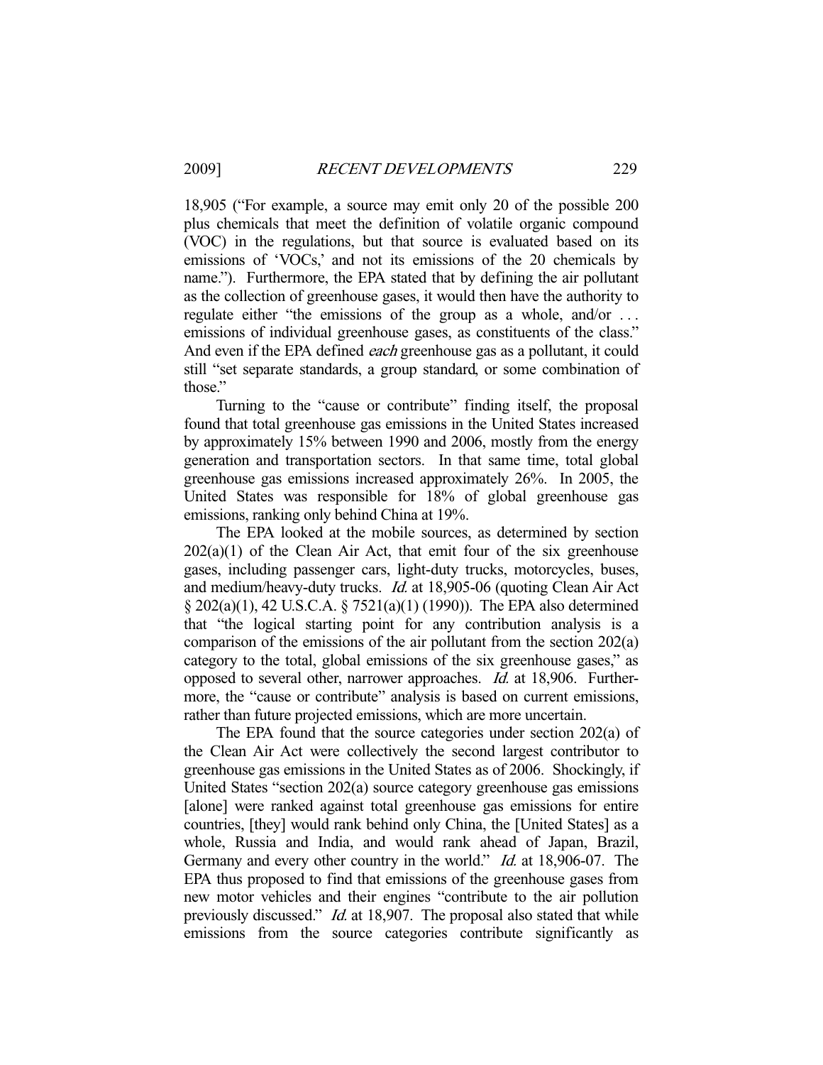18,905 ("For example, a source may emit only 20 of the possible 200 plus chemicals that meet the definition of volatile organic compound (VOC) in the regulations, but that source is evaluated based on its emissions of 'VOCs,' and not its emissions of the 20 chemicals by name."). Furthermore, the EPA stated that by defining the air pollutant as the collection of greenhouse gases, it would then have the authority to regulate either "the emissions of the group as a whole, and/or . . . emissions of individual greenhouse gases, as constituents of the class." And even if the EPA defined *each* greenhouse gas as a pollutant, it could still "set separate standards, a group standard, or some combination of those."

Turning to the "cause or contribute" finding itself, the proposal found that total greenhouse gas emissions in the United States increased by approximately 15% between 1990 and 2006, mostly from the energy generation and transportation sectors. In that same time, total global greenhouse gas emissions increased approximately 26%. In 2005, the United States was responsible for 18% of global greenhouse gas emissions, ranking only behind China at 19%.

The EPA looked at the mobile sources, as determined by section 202(a)(1) of the Clean Air Act, that emit four of the six greenhouse gases, including passenger cars, light-duty trucks, motorcycles, buses, and medium/heavy-duty trucks. *Id.* at 18,905-06 (quoting Clean Air Act § 202(a)(1), 42 U.S.C.A. § 7521(a)(1) (1990)). The EPA also determined that "the logical starting point for any contribution analysis is a comparison of the emissions of the air pollutant from the section 202(a) category to the total, global emissions of the six greenhouse gases," as opposed to several other, narrower approaches. *Id.* at 18,906. Furthermore, the "cause or contribute" analysis is based on current emissions, rather than future projected emissions, which are more uncertain.

The EPA found that the source categories under section 202(a) of the Clean Air Act were collectively the second largest contributor to greenhouse gas emissions in the United States as of 2006. Shockingly, if United States "section 202(a) source category greenhouse gas emissions [alone] were ranked against total greenhouse gas emissions for entire countries, [they] would rank behind only China, the [United States] as a whole, Russia and India, and would rank ahead of Japan, Brazil, Germany and every other country in the world." *Id.* at 18,906-07. The EPA thus proposed to find that emissions of the greenhouse gases from new motor vehicles and their engines "contribute to the air pollution previously discussed." *Id.* at 18,907. The proposal also stated that while emissions from the source categories contribute significantly as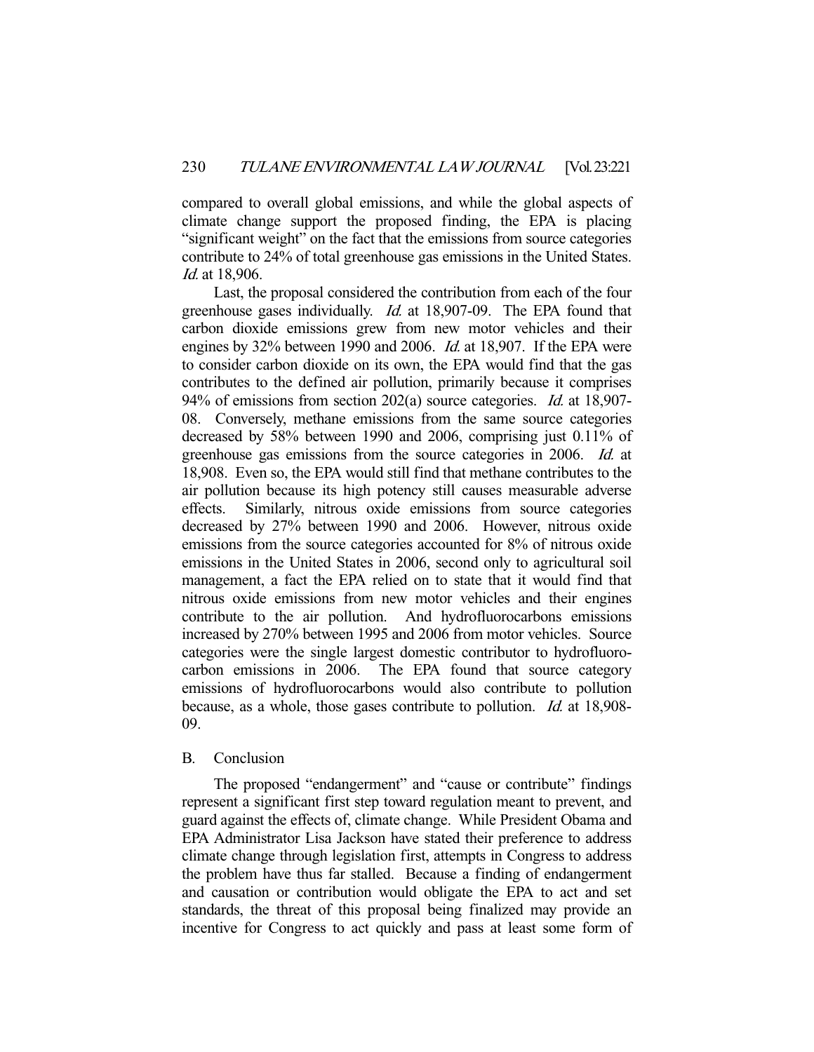compared to overall global emissions, and while the global aspects of climate change support the proposed finding, the EPA is placing "significant weight" on the fact that the emissions from source categories contribute to 24% of total greenhouse gas emissions in the United States. *Id.* at 18,906.

Last, the proposal considered the contribution from each of the four greenhouse gases individually. *Id.* at 18,907-09. The EPA found that carbon dioxide emissions grew from new motor vehicles and their engines by 32% between 1990 and 2006. *Id.* at 18,907. If the EPA were to consider carbon dioxide on its own, the EPA would find that the gas contributes to the defined air pollution, primarily because it comprises 94% of emissions from section 202(a) source categories. *Id.* at 18,907-08. Conversely, methane emissions from the same source categories decreased by 58% between 1990 and 2006, comprising just 0.11% of greenhouse gas emissions from the source categories in 2006. *Id.* at 18,908. Even so, the EPA would still find that methane contributes to the air pollution because its high potency still causes measurable adverse effects. Similarly, nitrous oxide emissions from source categories decreased by 27% between 1990 and 2006. However, nitrous oxide emissions from the source categories accounted for 8% of nitrous oxide emissions in the United States in 2006, second only to agricultural soil management, a fact the EPA relied on to state that it would find that nitrous oxide emissions from new motor vehicles and their engines contribute to the air pollution. And hydrofluorocarbons emissions increased by 270% between 1995 and 2006 from motor vehicles. Source categories were the single largest domestic contributor to hydrofluorocarbon emissions in 2006. The EPA found that source category emissions of hydrofluorocarbons would also contribute to pollution because, as a whole, those gases contribute to pollution. *Id.* at 18,908-09.

### B. Conclusion

The proposed "endangerment" and "cause or contribute" findings represent a significant first step toward regulation meant to prevent, and guard against the effects of, climate change. While President Obama and EPA Administrator Lisa Jackson have stated their preference to address climate change through legislation first, attempts in Congress to address the problem have thus far stalled. Because a finding of endangerment and causation or contribution would obligate the EPA to act and set standards, the threat of this proposal being finalized may provide an incentive for Congress to act quickly and pass at least some form of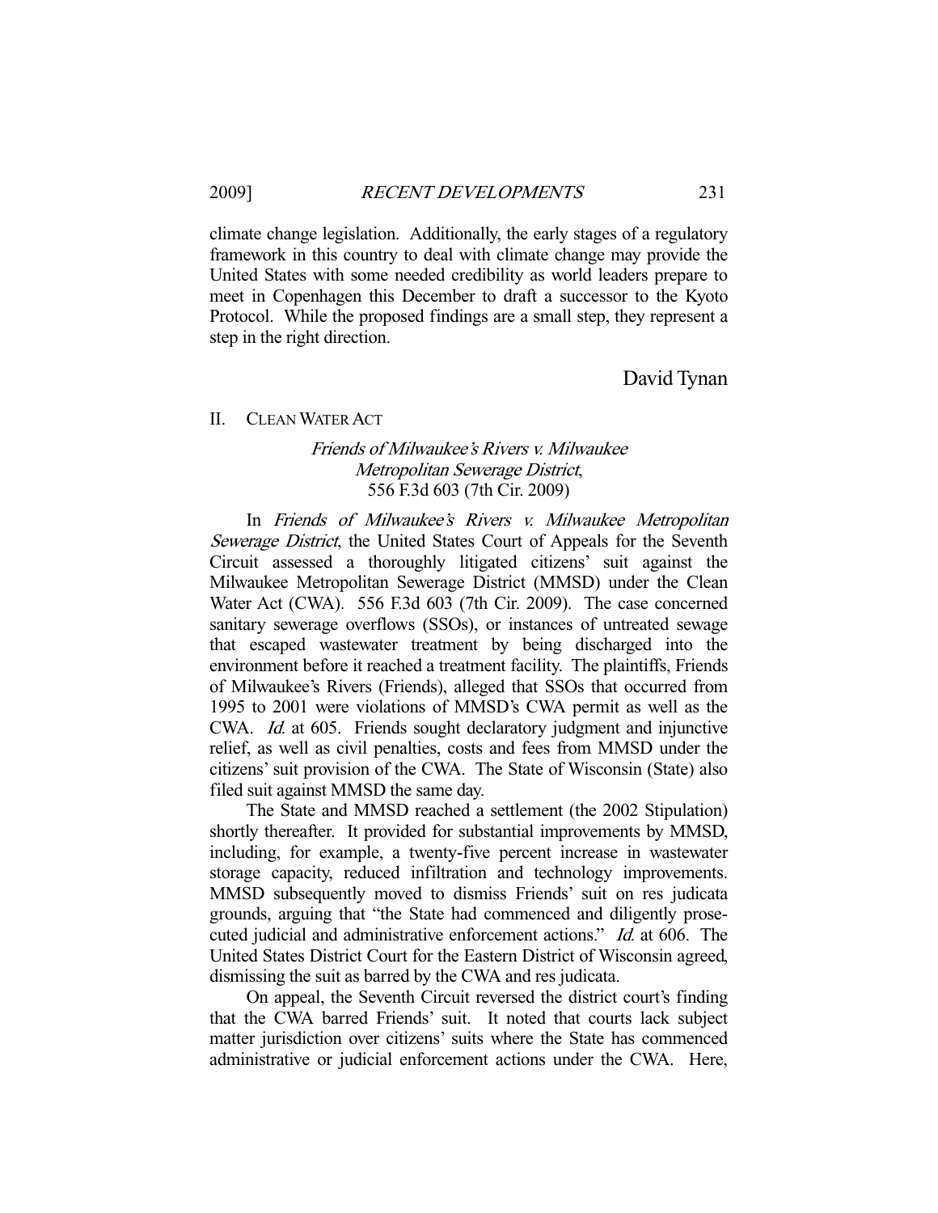climate change legislation. Additionally, the early stages of a regulatory framework in this country to deal with climate change may provide the United States with some needed credibility as world leaders prepare to meet in Copenhagen this December to draft a successor to the Kyoto Protocol. While the proposed findings are a small step, they represent a step in the right direction.

David Tynan

## II. CLEAN WATER ACT

### *Friends of Milwaukee's Rivers v. Milwaukee Metropolitan Sewerage District*, 556 F.3d 603 (7th Cir. 2009)

In *Friends of Milwaukee's Rivers v. Milwaukee Metropolitan Sewerage District*, the United States Court of Appeals for the Seventh Circuit assessed a thoroughly litigated citizens' suit against the Milwaukee Metropolitan Sewerage District (MMSD) under the Clean Water Act (CWA). 556 F.3d 603 (7th Cir. 2009). The case concerned sanitary sewerage overflows (SSOs), or instances of untreated sewage that escaped wastewater treatment by being discharged into the environment before it reached a treatment facility. The plaintiffs, Friends of Milwaukee's Rivers (Friends), alleged that SSOs that occurred from 1995 to 2001 were violations of MMSD's CWA permit as well as the CWA. *Id.* at 605. Friends sought declaratory judgment and injunctive relief, as well as civil penalties, costs and fees from MMSD under the citizens' suit provision of the CWA. The State of Wisconsin (State) also filed suit against MMSD the same day.

The State and MMSD reached a settlement (the 2002 Stipulation) shortly thereafter. It provided for substantial improvements by MMSD, including, for example, a twenty-five percent increase in wastewater storage capacity, reduced infiltration and technology improvements. MMSD subsequently moved to dismiss Friends' suit on res judicata grounds, arguing that "the State had commenced and diligently prosecuted judicial and administrative enforcement actions." *Id.* at 606. The United States District Court for the Eastern District of Wisconsin agreed, dismissing the suit as barred by the CWA and res judicata.

On appeal, the Seventh Circuit reversed the district court's finding that the CWA barred Friends' suit. It noted that courts lack subject matter jurisdiction over citizens' suits where the State has commenced administrative or judicial enforcement actions under the CWA. Here,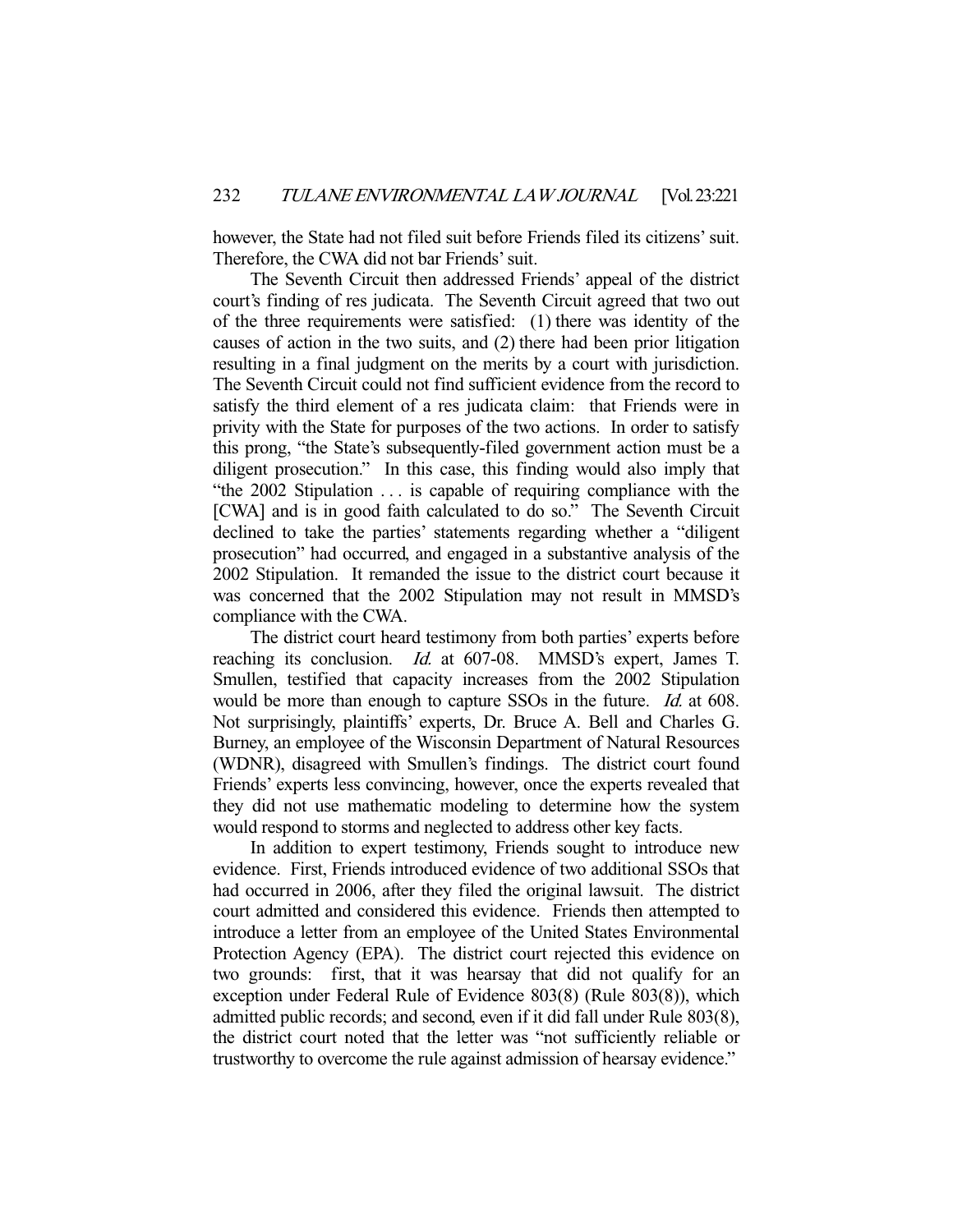however, the State had not filed suit before Friends filed its citizens' suit. Therefore, the CWA did not bar Friends' suit.

The Seventh Circuit then addressed Friends' appeal of the district court's finding of res judicata. The Seventh Circuit agreed that two out of the three requirements were satisfied: (1) there was identity of the causes of action in the two suits, and (2) there had been prior litigation resulting in a final judgment on the merits by a court with jurisdiction. The Seventh Circuit could not find sufficient evidence from the record to satisfy the third element of a res judicata claim: that Friends were in privity with the State for purposes of the two actions. In order to satisfy this prong, "the State's subsequently-filed government action must be a diligent prosecution." In this case, this finding would also imply that "the 2002 Stipulation . . . is capable of requiring compliance with the [CWA] and is in good faith calculated to do so." The Seventh Circuit declined to take the parties' statements regarding whether a "diligent prosecution" had occurred, and engaged in a substantive analysis of the 2002 Stipulation. It remanded the issue to the district court because it was concerned that the 2002 Stipulation may not result in MMSD's compliance with the CWA.

The district court heard testimony from both parties' experts before reaching its conclusion. *Id.* at 607-08. MMSD's expert, James T. Smullen, testified that capacity increases from the 2002 Stipulation would be more than enough to capture SSOs in the future. *Id.* at 608. Not surprisingly, plaintiffs' experts, Dr. Bruce A. Bell and Charles G. Burney, an employee of the Wisconsin Department of Natural Resources (WDNR), disagreed with Smullen's findings. The district court found Friends' experts less convincing, however, once the experts revealed that they did not use mathematic modeling to determine how the system would respond to storms and neglected to address other key facts.

In addition to expert testimony, Friends sought to introduce new evidence. First, Friends introduced evidence of two additional SSOs that had occurred in 2006, after they filed the original lawsuit. The district court admitted and considered this evidence. Friends then attempted to introduce a letter from an employee of the United States Environmental Protection Agency (EPA). The district court rejected this evidence on two grounds: first, that it was hearsay that did not qualify for an exception under Federal Rule of Evidence 803(8) (Rule 803(8)), which admitted public records; and second, even if it did fall under Rule 803(8), the district court noted that the letter was "not sufficiently reliable or trustworthy to overcome the rule against admission of hearsay evidence."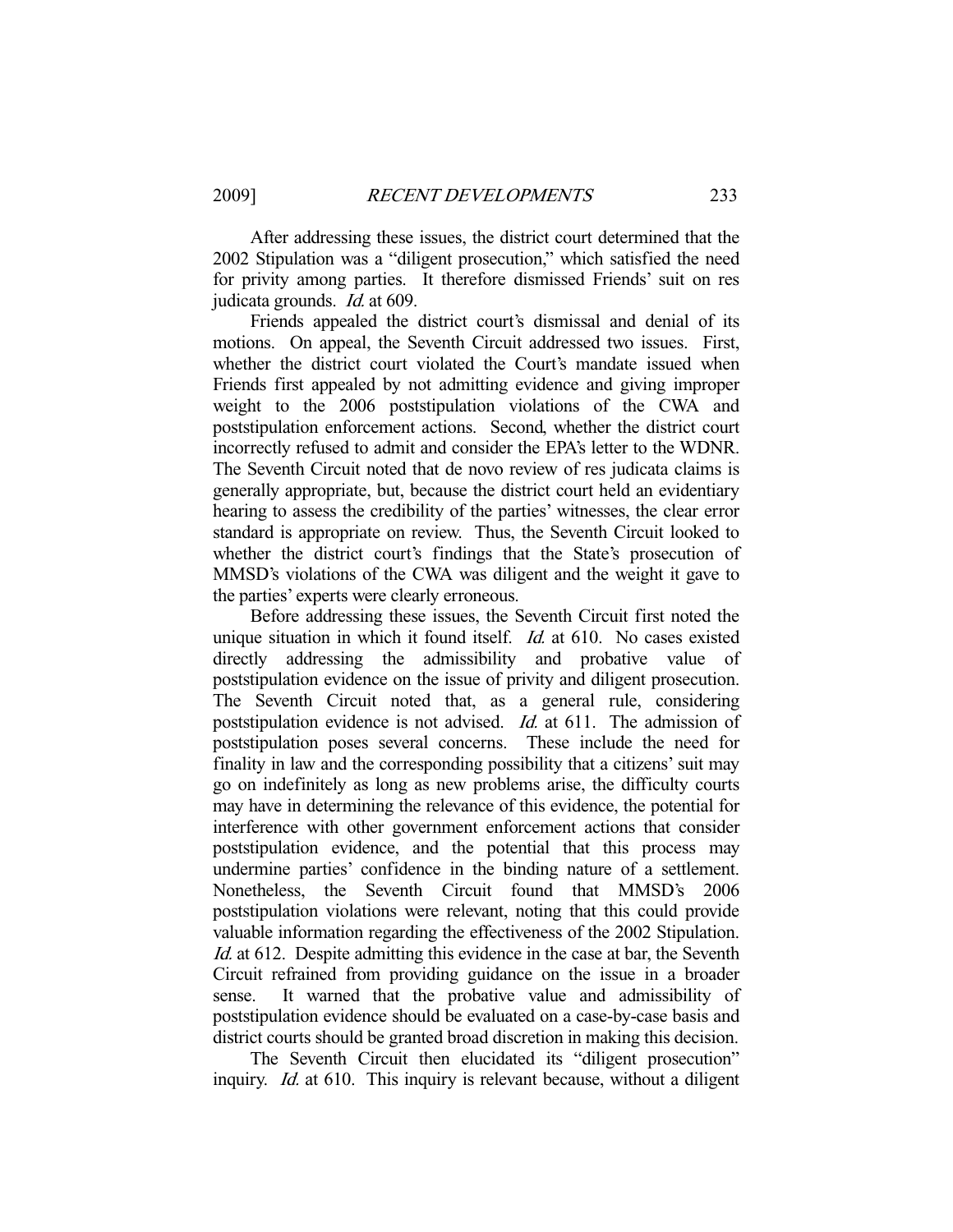After addressing these issues, the district court determined that the 2002 Stipulation was a "diligent prosecution," which satisfied the need for privity among parties. It therefore dismissed Friends' suit on res judicata grounds. *Id.* at 609.

Friends appealed the district court's dismissal and denial of its motions. On appeal, the Seventh Circuit addressed two issues. First, whether the district court violated the Court's mandate issued when Friends first appealed by not admitting evidence and giving improper weight to the 2006 poststipulation violations of the CWA and poststipulation enforcement actions. Second, whether the district court incorrectly refused to admit and consider the EPA's letter to the WDNR. The Seventh Circuit noted that de novo review of res judicata claims is generally appropriate, but, because the district court held an evidentiary hearing to assess the credibility of the parties' witnesses, the clear error standard is appropriate on review. Thus, the Seventh Circuit looked to whether the district court's findings that the State's prosecution of MMSD's violations of the CWA was diligent and the weight it gave to the parties' experts were clearly erroneous.

Before addressing these issues, the Seventh Circuit first noted the unique situation in which it found itself. *Id.* at 610. No cases existed directly addressing the admissibility and probative value of poststipulation evidence on the issue of privity and diligent prosecution. The Seventh Circuit noted that, as a general rule, considering poststipulation evidence is not advised. *Id.* at 611. The admission of poststipulation poses several concerns. These include the need for finality in law and the corresponding possibility that a citizens' suit may go on indefinitely as long as new problems arise, the difficulty courts may have in determining the relevance of this evidence, the potential for interference with other government enforcement actions that consider poststipulation evidence, and the potential that this process may undermine parties' confidence in the binding nature of a settlement. Nonetheless, the Seventh Circuit found that MMSD's 2006 poststipulation violations were relevant, noting that this could provide valuable information regarding the effectiveness of the 2002 Stipulation. *Id.* at 612. Despite admitting this evidence in the case at bar, the Seventh Circuit refrained from providing guidance on the issue in a broader sense. It warned that the probative value and admissibility of poststipulation evidence should be evaluated on a case-by-case basis and district courts should be granted broad discretion in making this decision.

The Seventh Circuit then elucidated its "diligent prosecution" inquiry. *Id.* at 610. This inquiry is relevant because, without a diligent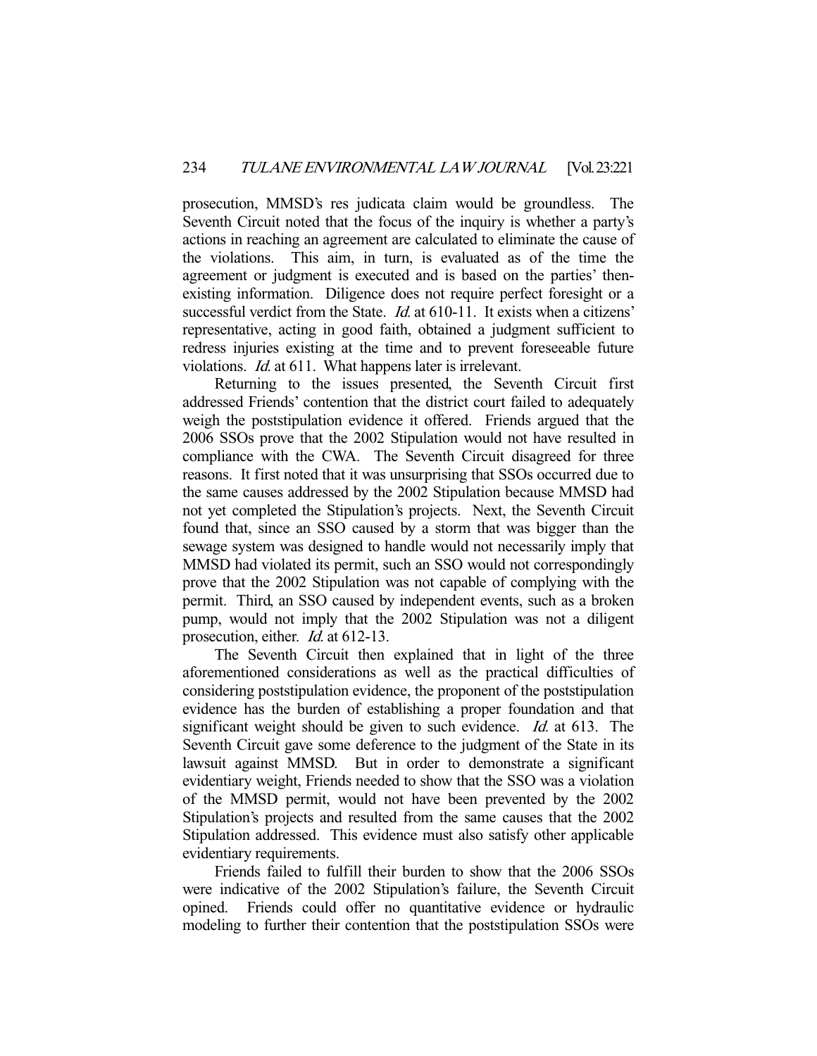prosecution, MMSD's res judicata claim would be groundless. The Seventh Circuit noted that the focus of the inquiry is whether a party's actions in reaching an agreement are calculated to eliminate the cause of the violations. This aim, in turn, is evaluated as of the time the agreement or judgment is executed and is based on the parties' then-existing information. Diligence does not require perfect foresight or a successful verdict from the State. *Id.* at 610-11. It exists when a citizens' representative, acting in good faith, obtained a judgment sufficient to redress injuries existing at the time and to prevent foreseeable future violations. *Id.* at 611. What happens later is irrelevant.

Returning to the issues presented, the Seventh Circuit first addressed Friends' contention that the district court failed to adequately weigh the poststipulation evidence it offered. Friends argued that the 2006 SSOs prove that the 2002 Stipulation would not have resulted in compliance with the CWA. The Seventh Circuit disagreed for three reasons. It first noted that it was unsurprising that SSOs occurred due to the same causes addressed by the 2002 Stipulation because MMSD had not yet completed the Stipulation's projects. Next, the Seventh Circuit found that, since an SSO caused by a storm that was bigger than the sewage system was designed to handle would not necessarily imply that MMSD had violated its permit, such an SSO would not correspondingly prove that the 2002 Stipulation was not capable of complying with the permit. Third, an SSO caused by independent events, such as a broken pump, would not imply that the 2002 Stipulation was not a diligent prosecution, either. *Id.* at 612-13.

The Seventh Circuit then explained that in light of the three aforementioned considerations as well as the practical difficulties of considering poststipulation evidence, the proponent of the poststipulation evidence has the burden of establishing a proper foundation and that significant weight should be given to such evidence. *Id.* at 613. The Seventh Circuit gave some deference to the judgment of the State in its lawsuit against MMSD. But in order to demonstrate a significant evidentiary weight, Friends needed to show that the SSO was a violation of the MMSD permit, would not have been prevented by the 2002 Stipulation's projects and resulted from the same causes that the 2002 Stipulation addressed. This evidence must also satisfy other applicable evidentiary requirements.

Friends failed to fulfill their burden to show that the 2006 SSOs were indicative of the 2002 Stipulation's failure, the Seventh Circuit opined. Friends could offer no quantitative evidence or hydraulic modeling to further their contention that the poststipulation SSOs were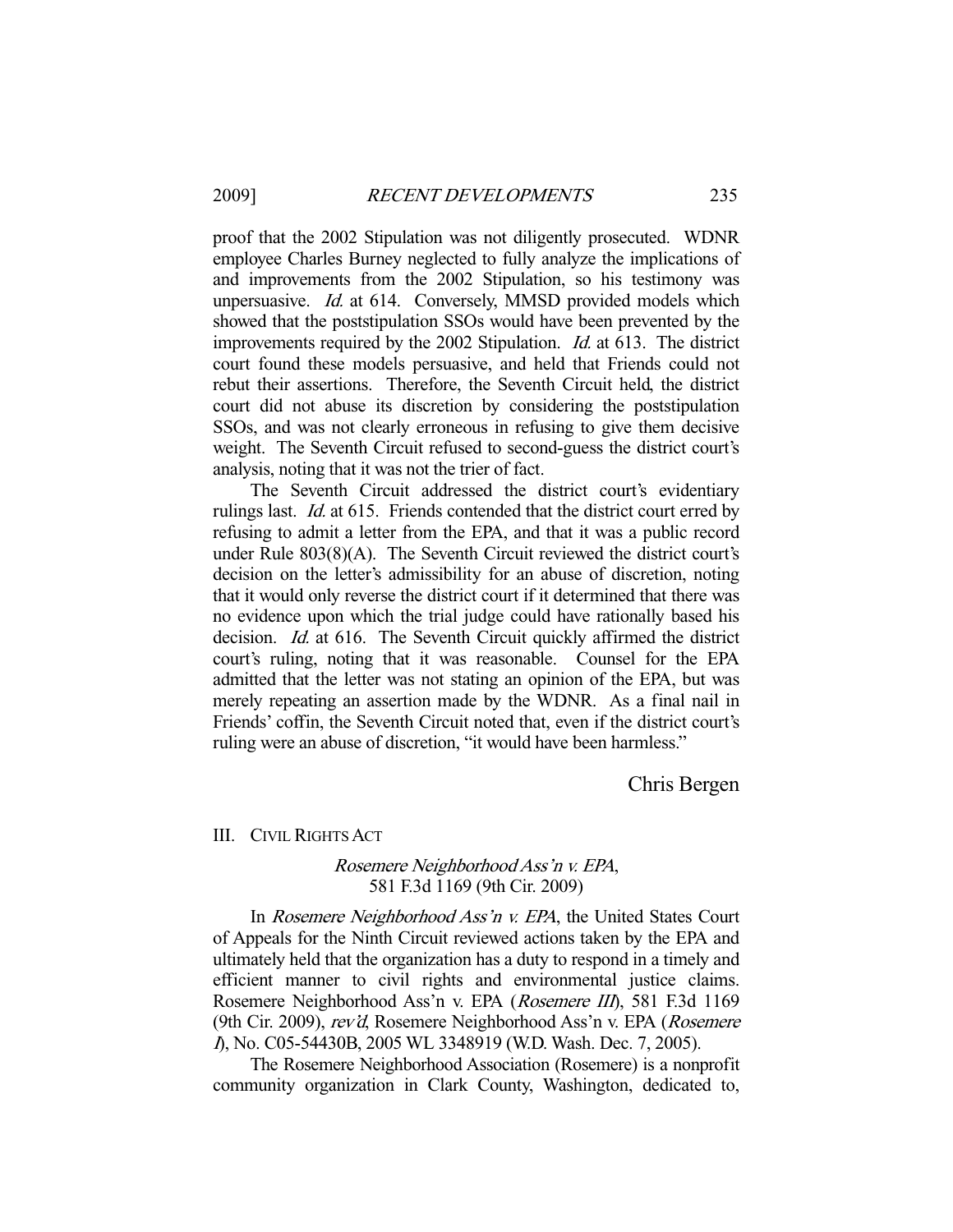proof that the 2002 Stipulation was not diligently prosecuted. WDNR employee Charles Burney neglected to fully analyze the implications of and improvements from the 2002 Stipulation, so his testimony was unpersuasive. *Id.* at 614. Conversely, MMSD provided models which showed that the poststipulation SSOs would have been prevented by the improvements required by the 2002 Stipulation. *Id.* at 613. The district court found these models persuasive, and held that Friends could not rebut their assertions. Therefore, the Seventh Circuit held, the district court did not abuse its discretion by considering the poststipulation SSOs, and was not clearly erroneous in refusing to give them decisive weight. The Seventh Circuit refused to second-guess the district court's analysis, noting that it was not the trier of fact.

The Seventh Circuit addressed the district court's evidentiary rulings last. *Id.* at 615. Friends contended that the district court erred by refusing to admit a letter from the EPA, and that it was a public record under Rule 803(8)(A). The Seventh Circuit reviewed the district court's decision on the letter's admissibility for an abuse of discretion, noting that it would only reverse the district court if it determined that there was no evidence upon which the trial judge could have rationally based his decision. *Id.* at 616. The Seventh Circuit quickly affirmed the district court's ruling, noting that it was reasonable. Counsel for the EPA admitted that the letter was not stating an opinion of the EPA, but was merely repeating an assertion made by the WDNR. As a final nail in Friends' coffin, the Seventh Circuit noted that, even if the district court's ruling were an abuse of discretion, "it would have been harmless."

Chris Bergen

## III. CIVIL RIGHTS ACT

### *Rosemere Neighborhood Ass'n v. EPA*, 581 F.3d 1169 (9th Cir. 2009)

In *Rosemere Neighborhood Ass'n v. EPA*, the United States Court of Appeals for the Ninth Circuit reviewed actions taken by the EPA and ultimately held that the organization has a duty to respond in a timely and efficient manner to civil rights and environmental justice claims. Rosemere Neighborhood Ass'n v. EPA (*Rosemere III*), 581 F.3d 1169 (9th Cir. 2009), *rev'd*, Rosemere Neighborhood Ass'n v. EPA (*Rosemere I*), No. C05-54430B, 2005 WL 3348919 (W.D. Wash. Dec. 7, 2005).

The Rosemere Neighborhood Association (Rosemere) is a nonprofit community organization in Clark County, Washington, dedicated to,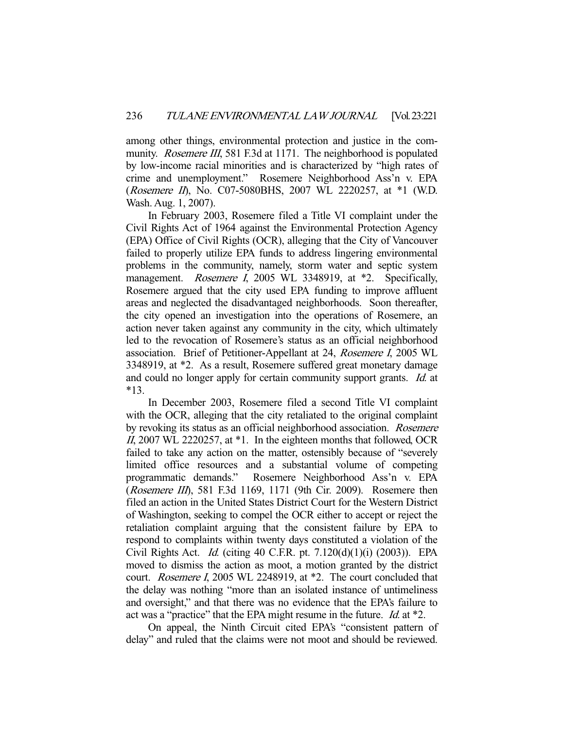among other things, environmental protection and justice in the community. *Rosemere III*, 581 F.3d at 1171. The neighborhood is populated by low-income racial minorities and is characterized by "high rates of crime and unemployment." Rosemere Neighborhood Ass'n v. EPA (*Rosemere II*), No. C07-5080BHS, 2007 WL 2220257, at *1 (W.D. Wash. Aug. 1, 2007).

In February 2003, Rosemere filed a Title VI complaint under the Civil Rights Act of 1964 against the Environmental Protection Agency (EPA) Office of Civil Rights (OCR), alleging that the City of Vancouver failed to properly utilize EPA funds to address lingering environmental problems in the community, namely, storm water and septic system management. *Rosemere I*, 2005 WL 3348919, at *2. Specifically, Rosemere argued that the city used EPA funding to improve affluent areas and neglected the disadvantaged neighborhoods. Soon thereafter, the city opened an investigation into the operations of Rosemere, an action never taken against any community in the city, which ultimately led to the revocation of Rosemere's status as an official neighborhood association. Brief of Petitioner-Appellant at 24, *Rosemere I*, 2005 WL 3348919, at *2. As a result, Rosemere suffered great monetary damage and could no longer apply for certain community support grants. *Id.* at *13.

In December 2003, Rosemere filed a second Title VI complaint with the OCR, alleging that the city retaliated to the original complaint by revoking its status as an official neighborhood association. *Rosemere II*, 2007 WL 2220257, at *1. In the eighteen months that followed, OCR failed to take any action on the matter, ostensibly because of "severely limited office resources and a substantial volume of competing programmatic demands." Rosemere Neighborhood Ass'n v. EPA (*Rosemere III*), 581 F.3d 1169, 1171 (9th Cir. 2009). Rosemere then filed an action in the United States District Court for the Western District of Washington, seeking to compel the OCR either to accept or reject the retaliation complaint arguing that the consistent failure by EPA to respond to complaints within twenty days constituted a violation of the Civil Rights Act. *Id.* (citing 40 C.F.R. pt. 7.120(d)(1)(i) (2003)). EPA moved to dismiss the action as moot, a motion granted by the district court. *Rosemere I*, 2005 WL 2248919, at *2. The court concluded that the delay was nothing "more than an isolated instance of untimeliness and oversight," and that there was no evidence that the EPA's failure to act was a "practice" that the EPA might resume in the future. *Id.* at *2.

On appeal, the Ninth Circuit cited EPA's "consistent pattern of delay" and ruled that the claims were not moot and should be reviewed.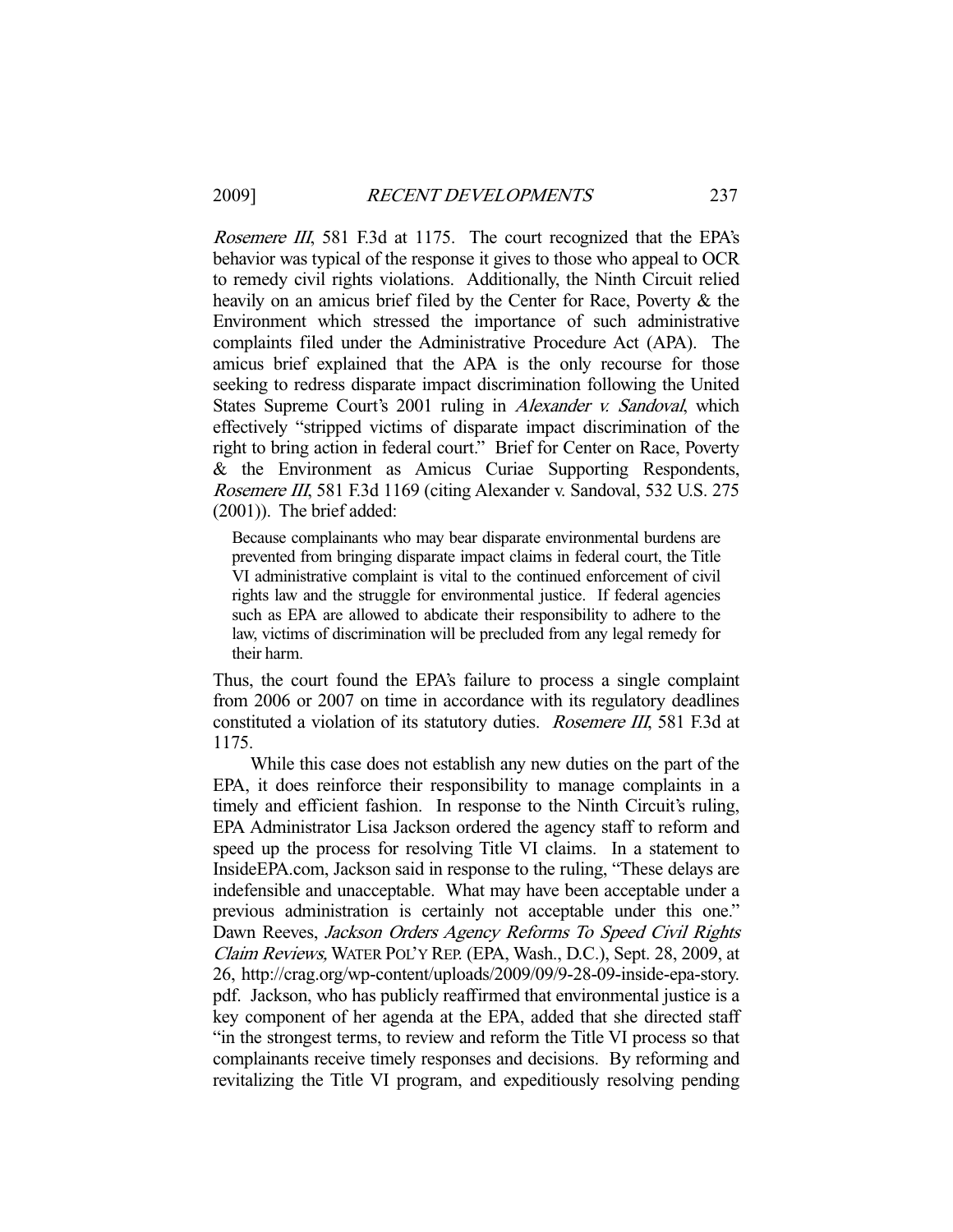*Rosemere III*, 581 F.3d at 1175. The court recognized that the EPA's behavior was typical of the response it gives to those who appeal to OCR to remedy civil rights violations. Additionally, the Ninth Circuit relied heavily on an amicus brief filed by the Center for Race, Poverty & the Environment which stressed the importance of such administrative complaints filed under the Administrative Procedure Act (APA). The amicus brief explained that the APA is the only recourse for those seeking to redress disparate impact discrimination following the United States Supreme Court's 2001 ruling in *Alexander v. Sandoval*, which effectively "stripped victims of disparate impact discrimination of the right to bring action in federal court." Brief for Center on Race, Poverty & the Environment as Amicus Curiae Supporting Respondents, *Rosemere III*, 581 F.3d 1169 (citing Alexander v. Sandoval, 532 U.S. 275 (2001)). The brief added:

> Because complainants who may bear disparate environmental burdens are prevented from bringing disparate impact claims in federal court, the Title VI administrative complaint is vital to the continued enforcement of civil rights law and the struggle for environmental justice. If federal agencies such as EPA are allowed to abdicate their responsibility to adhere to the law, victims of discrimination will be precluded from any legal remedy for their harm.

Thus, the court found the EPA's failure to process a single complaint from 2006 or 2007 on time in accordance with its regulatory deadlines constituted a violation of its statutory duties. *Rosemere III*, 581 F.3d at 1175.

While this case does not establish any new duties on the part of the EPA, it does reinforce their responsibility to manage complaints in a timely and efficient fashion. In response to the Ninth Circuit's ruling, EPA Administrator Lisa Jackson ordered the agency staff to reform and speed up the process for resolving Title VI claims. In a statement to InsideEPA.com, Jackson said in response to the ruling, "These delays are indefensible and unacceptable. What may have been acceptable under a previous administration is certainly not acceptable under this one." Dawn Reeves, *Jackson Orders Agency Reforms To Speed Civil Rights Claim Reviews,* WATER POL'Y REP. (EPA, Wash., D.C.), Sept. 28, 2009, at 26, http://crag.org/wp-content/uploads/2009/09/9-28-09-inside-epa-story.pdf. Jackson, who has publicly reaffirmed that environmental justice is a key component of her agenda at the EPA, added that she directed staff "in the strongest terms, to review and reform the Title VI process so that complainants receive timely responses and decisions. By reforming and revitalizing the Title VI program, and expeditiously resolving pending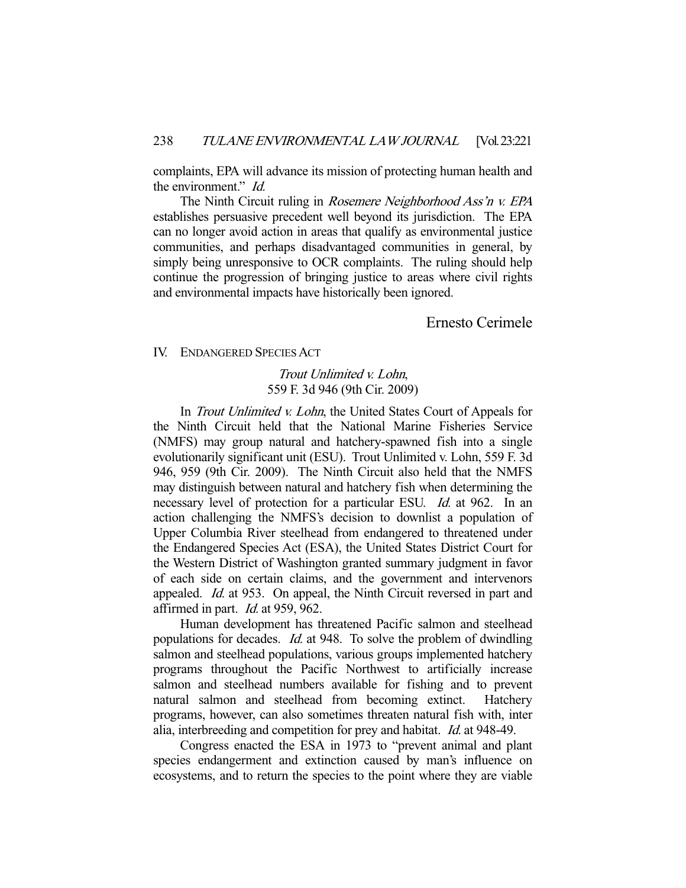complaints, EPA will advance its mission of protecting human health and the environment." *Id.*

The Ninth Circuit ruling in *Rosemere Neighborhood Ass'n v. EPA* establishes persuasive precedent well beyond its jurisdiction. The EPA can no longer avoid action in areas that qualify as environmental justice communities, and perhaps disadvantaged communities in general, by simply being unresponsive to OCR complaints. The ruling should help continue the progression of bringing justice to areas where civil rights and environmental impacts have historically been ignored.

Ernesto Cerimele

## IV. ENDANGERED SPECIES ACT

### *Trout Unlimited v. Lohn*, 559 F. 3d 946 (9th Cir. 2009)

In *Trout Unlimited v. Lohn*, the United States Court of Appeals for the Ninth Circuit held that the National Marine Fisheries Service (NMFS) may group natural and hatchery-spawned fish into a single evolutionarily significant unit (ESU). Trout Unlimited v. Lohn, 559 F. 3d 946, 959 (9th Cir. 2009). The Ninth Circuit also held that the NMFS may distinguish between natural and hatchery fish when determining the necessary level of protection for a particular ESU. *Id.* at 962. In an action challenging the NMFS's decision to downlist a population of Upper Columbia River steelhead from endangered to threatened under the Endangered Species Act (ESA), the United States District Court for the Western District of Washington granted summary judgment in favor of each side on certain claims, and the government and intervenors appealed. *Id.* at 953. On appeal, the Ninth Circuit reversed in part and affirmed in part. *Id.* at 959, 962.

Human development has threatened Pacific salmon and steelhead populations for decades. *Id.* at 948. To solve the problem of dwindling salmon and steelhead populations, various groups implemented hatchery programs throughout the Pacific Northwest to artificially increase salmon and steelhead numbers available for fishing and to prevent natural salmon and steelhead from becoming extinct. Hatchery programs, however, can also sometimes threaten natural fish with, inter alia, interbreeding and competition for prey and habitat. *Id.* at 948-49.

Congress enacted the ESA in 1973 to "prevent animal and plant species endangerment and extinction caused by man's influence on ecosystems, and to return the species to the point where they are viable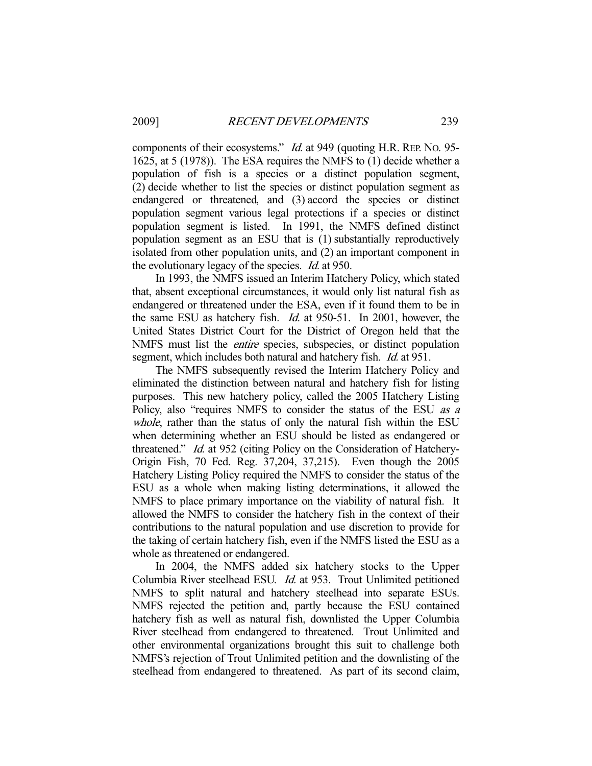components of their ecosystems." *Id.* at 949 (quoting H.R. REP. NO. 95-1625, at 5 (1978)). The ESA requires the NMFS to (1) decide whether a population of fish is a species or a distinct population segment, (2) decide whether to list the species or distinct population segment as endangered or threatened, and (3) accord the species or distinct population segment various legal protections if a species or distinct population segment is listed. In 1991, the NMFS defined distinct population segment as an ESU that is (1) substantially reproductively isolated from other population units, and (2) an important component in the evolutionary legacy of the species. *Id.* at 950.

In 1993, the NMFS issued an Interim Hatchery Policy, which stated that, absent exceptional circumstances, it would only list natural fish as endangered or threatened under the ESA, even if it found them to be in the same ESU as hatchery fish. *Id.* at 950-51. In 2001, however, the United States District Court for the District of Oregon held that the NMFS must list the *entire* species, subspecies, or distinct population segment, which includes both natural and hatchery fish. *Id.* at 951.

The NMFS subsequently revised the Interim Hatchery Policy and eliminated the distinction between natural and hatchery fish for listing purposes. This new hatchery policy, called the 2005 Hatchery Listing Policy, also "requires NMFS to consider the status of the ESU *as a whole*, rather than the status of only the natural fish within the ESU when determining whether an ESU should be listed as endangered or threatened." *Id.* at 952 (citing Policy on the Consideration of Hatchery-Origin Fish, 70 Fed. Reg. 37,204, 37,215). Even though the 2005 Hatchery Listing Policy required the NMFS to consider the status of the ESU as a whole when making listing determinations, it allowed the NMFS to place primary importance on the viability of natural fish. It allowed the NMFS to consider the hatchery fish in the context of their contributions to the natural population and use discretion to provide for the taking of certain hatchery fish, even if the NMFS listed the ESU as a whole as threatened or endangered.

In 2004, the NMFS added six hatchery stocks to the Upper Columbia River steelhead ESU. *Id.* at 953. Trout Unlimited petitioned NMFS to split natural and hatchery steelhead into separate ESUs. NMFS rejected the petition and, partly because the ESU contained hatchery fish as well as natural fish, downlisted the Upper Columbia River steelhead from endangered to threatened. Trout Unlimited and other environmental organizations brought this suit to challenge both NMFS's rejection of Trout Unlimited petition and the downlisting of the steelhead from endangered to threatened. As part of its second claim,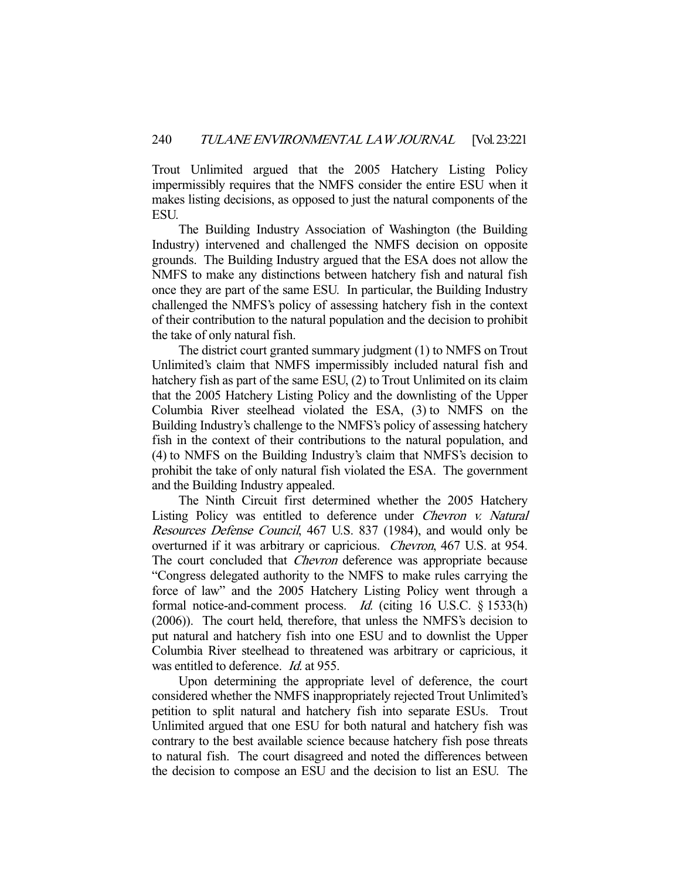Trout Unlimited argued that the 2005 Hatchery Listing Policy impermissibly requires that the NMFS consider the entire ESU when it makes listing decisions, as opposed to just the natural components of the ESU.

The Building Industry Association of Washington (the Building Industry) intervened and challenged the NMFS decision on opposite grounds. The Building Industry argued that the ESA does not allow the NMFS to make any distinctions between hatchery fish and natural fish once they are part of the same ESU. In particular, the Building Industry challenged the NMFS's policy of assessing hatchery fish in the context of their contribution to the natural population and the decision to prohibit the take of only natural fish.

The district court granted summary judgment (1) to NMFS on Trout Unlimited's claim that NMFS impermissibly included natural fish and hatchery fish as part of the same ESU, (2) to Trout Unlimited on its claim that the 2005 Hatchery Listing Policy and the downlisting of the Upper Columbia River steelhead violated the ESA, (3) to NMFS on the Building Industry's challenge to the NMFS's policy of assessing hatchery fish in the context of their contributions to the natural population, and (4) to NMFS on the Building Industry's claim that NMFS's decision to prohibit the take of only natural fish violated the ESA. The government and the Building Industry appealed.

The Ninth Circuit first determined whether the 2005 Hatchery Listing Policy was entitled to deference under *Chevron v. Natural Resources Defense Council*, 467 U.S. 837 (1984), and would only be overturned if it was arbitrary or capricious. *Chevron*, 467 U.S. at 954. The court concluded that *Chevron* deference was appropriate because "Congress delegated authority to the NMFS to make rules carrying the force of law" and the 2005 Hatchery Listing Policy went through a formal notice-and-comment process. *Id.* (citing 16 U.S.C. § 1533(h) (2006)). The court held, therefore, that unless the NMFS's decision to put natural and hatchery fish into one ESU and to downlist the Upper Columbia River steelhead to threatened was arbitrary or capricious, it was entitled to deference. *Id.* at 955.

Upon determining the appropriate level of deference, the court considered whether the NMFS inappropriately rejected Trout Unlimited's petition to split natural and hatchery fish into separate ESUs. Trout Unlimited argued that one ESU for both natural and hatchery fish was contrary to the best available science because hatchery fish pose threats to natural fish. The court disagreed and noted the differences between the decision to compose an ESU and the decision to list an ESU. The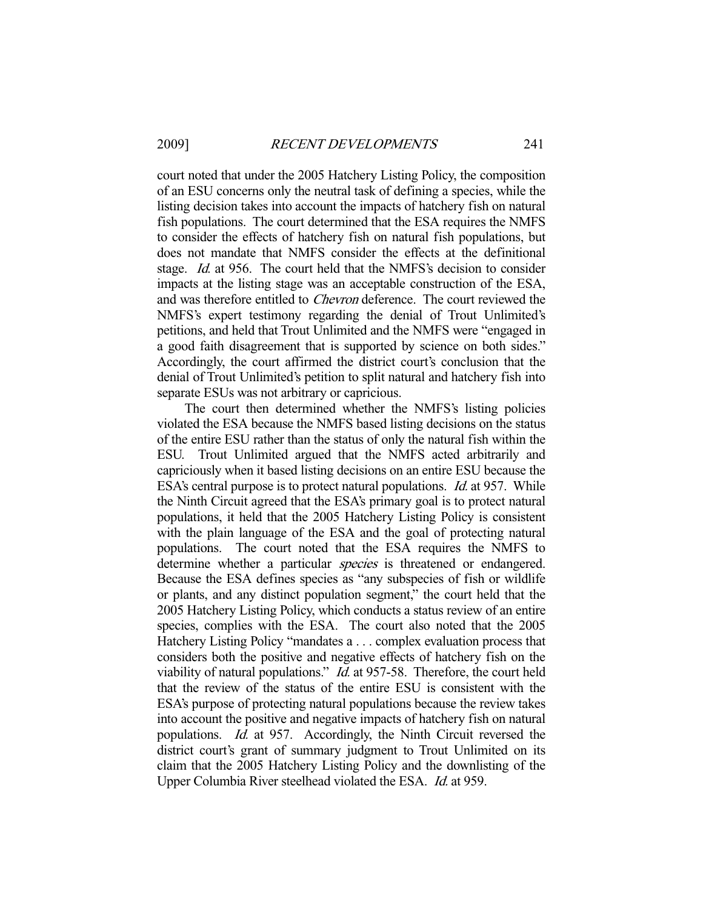court noted that under the 2005 Hatchery Listing Policy, the composition of an ESU concerns only the neutral task of defining a species, while the listing decision takes into account the impacts of hatchery fish on natural fish populations. The court determined that the ESA requires the NMFS to consider the effects of hatchery fish on natural fish populations, but does not mandate that NMFS consider the effects at the definitional stage. *Id.* at 956. The court held that the NMFS's decision to consider impacts at the listing stage was an acceptable construction of the ESA, and was therefore entitled to *Chevron* deference. The court reviewed the NMFS's expert testimony regarding the denial of Trout Unlimited's petitions, and held that Trout Unlimited and the NMFS were "engaged in a good faith disagreement that is supported by science on both sides." Accordingly, the court affirmed the district court's conclusion that the denial of Trout Unlimited's petition to split natural and hatchery fish into separate ESUs was not arbitrary or capricious.

The court then determined whether the NMFS's listing policies violated the ESA because the NMFS based listing decisions on the status of the entire ESU rather than the status of only the natural fish within the ESU. Trout Unlimited argued that the NMFS acted arbitrarily and capriciously when it based listing decisions on an entire ESU because the ESA's central purpose is to protect natural populations. *Id.* at 957. While the Ninth Circuit agreed that the ESA's primary goal is to protect natural populations, it held that the 2005 Hatchery Listing Policy is consistent with the plain language of the ESA and the goal of protecting natural populations. The court noted that the ESA requires the NMFS to determine whether a particular *species* is threatened or endangered. Because the ESA defines species as "any subspecies of fish or wildlife or plants, and any distinct population segment," the court held that the 2005 Hatchery Listing Policy, which conducts a status review of an entire species, complies with the ESA. The court also noted that the 2005 Hatchery Listing Policy "mandates a . . . complex evaluation process that considers both the positive and negative effects of hatchery fish on the viability of natural populations." *Id.* at 957-58. Therefore, the court held that the review of the status of the entire ESU is consistent with the ESA's purpose of protecting natural populations because the review takes into account the positive and negative impacts of hatchery fish on natural populations. *Id.* at 957. Accordingly, the Ninth Circuit reversed the district court's grant of summary judgment to Trout Unlimited on its claim that the 2005 Hatchery Listing Policy and the downlisting of the Upper Columbia River steelhead violated the ESA. *Id.* at 959.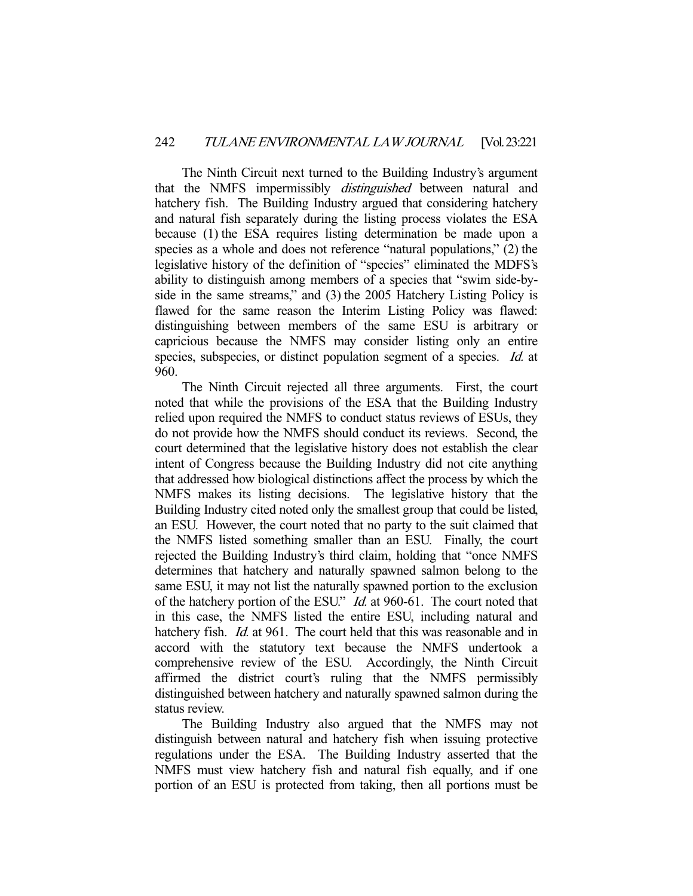The Ninth Circuit next turned to the Building Industry's argument that the NMFS impermissibly *distinguished* between natural and hatchery fish. The Building Industry argued that considering hatchery and natural fish separately during the listing process violates the ESA because (1) the ESA requires listing determination be made upon a species as a whole and does not reference "natural populations," (2) the legislative history of the definition of "species" eliminated the MDFS's ability to distinguish among members of a species that "swim side-by-side in the same streams," and (3) the 2005 Hatchery Listing Policy is flawed for the same reason the Interim Listing Policy was flawed: distinguishing between members of the same ESU is arbitrary or capricious because the NMFS may consider listing only an entire species, subspecies, or distinct population segment of a species. *Id.* at 960.

The Ninth Circuit rejected all three arguments. First, the court noted that while the provisions of the ESA that the Building Industry relied upon required the NMFS to conduct status reviews of ESUs, they do not provide how the NMFS should conduct its reviews. Second, the court determined that the legislative history does not establish the clear intent of Congress because the Building Industry did not cite anything that addressed how biological distinctions affect the process by which the NMFS makes its listing decisions. The legislative history that the Building Industry cited noted only the smallest group that could be listed, an ESU. However, the court noted that no party to the suit claimed that the NMFS listed something smaller than an ESU. Finally, the court rejected the Building Industry's third claim, holding that "once NMFS determines that hatchery and naturally spawned salmon belong to the same ESU, it may not list the naturally spawned portion to the exclusion of the hatchery portion of the ESU." *Id.* at 960-61. The court noted that in this case, the NMFS listed the entire ESU, including natural and hatchery fish. *Id.* at 961. The court held that this was reasonable and in accord with the statutory text because the NMFS undertook a comprehensive review of the ESU. Accordingly, the Ninth Circuit affirmed the district court's ruling that the NMFS permissibly distinguished between hatchery and naturally spawned salmon during the status review.

The Building Industry also argued that the NMFS may not distinguish between natural and hatchery fish when issuing protective regulations under the ESA. The Building Industry asserted that the NMFS must view hatchery fish and natural fish equally, and if one portion of an ESU is protected from taking, then all portions must be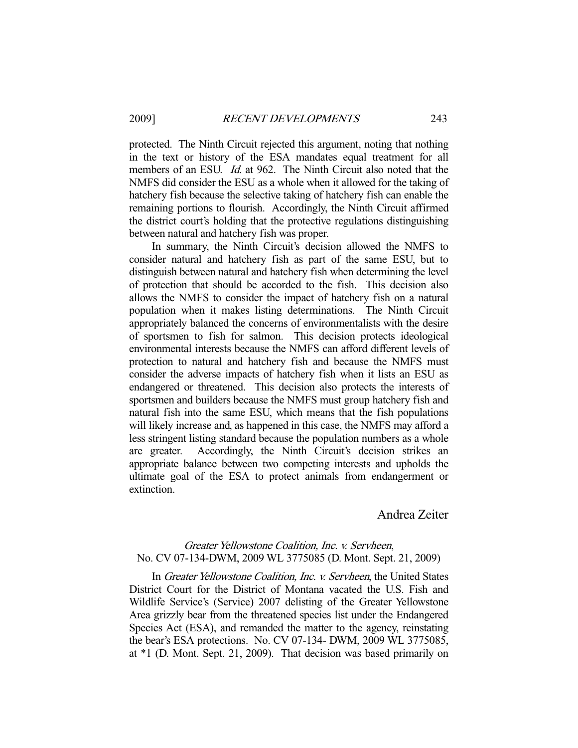protected. The Ninth Circuit rejected this argument, noting that nothing in the text or history of the ESA mandates equal treatment for all members of an ESU. *Id.* at 962. The Ninth Circuit also noted that the NMFS did consider the ESU as a whole when it allowed for the taking of hatchery fish because the selective taking of hatchery fish can enable the remaining portions to flourish. Accordingly, the Ninth Circuit affirmed the district court's holding that the protective regulations distinguishing between natural and hatchery fish was proper.

In summary, the Ninth Circuit's decision allowed the NMFS to consider natural and hatchery fish as part of the same ESU, but to distinguish between natural and hatchery fish when determining the level of protection that should be accorded to the fish. This decision also allows the NMFS to consider the impact of hatchery fish on a natural population when it makes listing determinations. The Ninth Circuit appropriately balanced the concerns of environmentalists with the desire of sportsmen to fish for salmon. This decision protects ideological environmental interests because the NMFS can afford different levels of protection to natural and hatchery fish and because the NMFS must consider the adverse impacts of hatchery fish when it lists an ESU as endangered or threatened. This decision also protects the interests of sportsmen and builders because the NMFS must group hatchery fish and natural fish into the same ESU, which means that the fish populations will likely increase and, as happened in this case, the NMFS may afford a less stringent listing standard because the population numbers as a whole are greater. Accordingly, the Ninth Circuit's decision strikes an appropriate balance between two competing interests and upholds the ultimate goal of the ESA to protect animals from endangerment or extinction.

Andrea Zeiter

### *Greater Yellowstone Coalition, Inc. v. Servheen*, No. CV 07-134-DWM, 2009 WL 3775085 (D. Mont. Sept. 21, 2009)

In *Greater Yellowstone Coalition, Inc. v. Servheen*, the United States District Court for the District of Montana vacated the U.S. Fish and Wildlife Service's (Service) 2007 delisting of the Greater Yellowstone Area grizzly bear from the threatened species list under the Endangered Species Act (ESA), and remanded the matter to the agency, reinstating the bear's ESA protections. No. CV 07-134- DWM, 2009 WL 3775085, at *1 (D. Mont. Sept. 21, 2009). That decision was based primarily on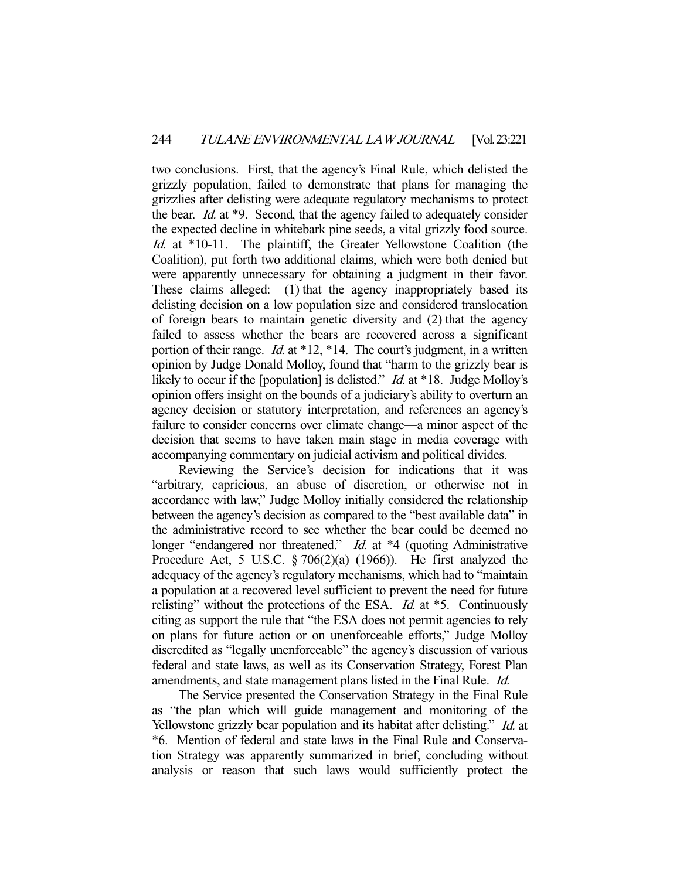two conclusions. First, that the agency's Final Rule, which delisted the grizzly population, failed to demonstrate that plans for managing the grizzlies after delisting were adequate regulatory mechanisms to protect the bear. *Id.* at *9. Second, that the agency failed to adequately consider the expected decline in whitebark pine seeds, a vital grizzly food source. *Id.* at *10-11. The plaintiff, the Greater Yellowstone Coalition (the Coalition), put forth two additional claims, which were both denied but were apparently unnecessary for obtaining a judgment in their favor. These claims alleged: (1) that the agency inappropriately based its delisting decision on a low population size and considered translocation of foreign bears to maintain genetic diversity and (2) that the agency failed to assess whether the bears are recovered across a significant portion of their range. *Id.* at *12, *14. The court's judgment, in a written opinion by Judge Donald Molloy, found that "harm to the grizzly bear is likely to occur if the [population] is delisted." *Id.* at *18. Judge Molloy's opinion offers insight on the bounds of a judiciary's ability to overturn an agency decision or statutory interpretation, and references an agency's failure to consider concerns over climate change—a minor aspect of the decision that seems to have taken main stage in media coverage with accompanying commentary on judicial activism and political divides.

Reviewing the Service's decision for indications that it was "arbitrary, capricious, an abuse of discretion, or otherwise not in accordance with law," Judge Molloy initially considered the relationship between the agency's decision as compared to the "best available data" in the administrative record to see whether the bear could be deemed no longer "endangered nor threatened." *Id.* at *4 (quoting Administrative Procedure Act, 5 U.S.C. § 706(2)(a) (1966)). He first analyzed the adequacy of the agency's regulatory mechanisms, which had to "maintain a population at a recovered level sufficient to prevent the need for future relisting" without the protections of the ESA. *Id.* at *5. Continuously citing as support the rule that "the ESA does not permit agencies to rely on plans for future action or on unenforceable efforts," Judge Molloy discredited as "legally unenforceable" the agency's discussion of various federal and state laws, as well as its Conservation Strategy, Forest Plan amendments, and state management plans listed in the Final Rule. *Id.*

The Service presented the Conservation Strategy in the Final Rule as "the plan which will guide management and monitoring of the Yellowstone grizzly bear population and its habitat after delisting." *Id.* at *6. Mention of federal and state laws in the Final Rule and Conservation Strategy was apparently summarized in brief, concluding without analysis or reason that such laws would sufficiently protect the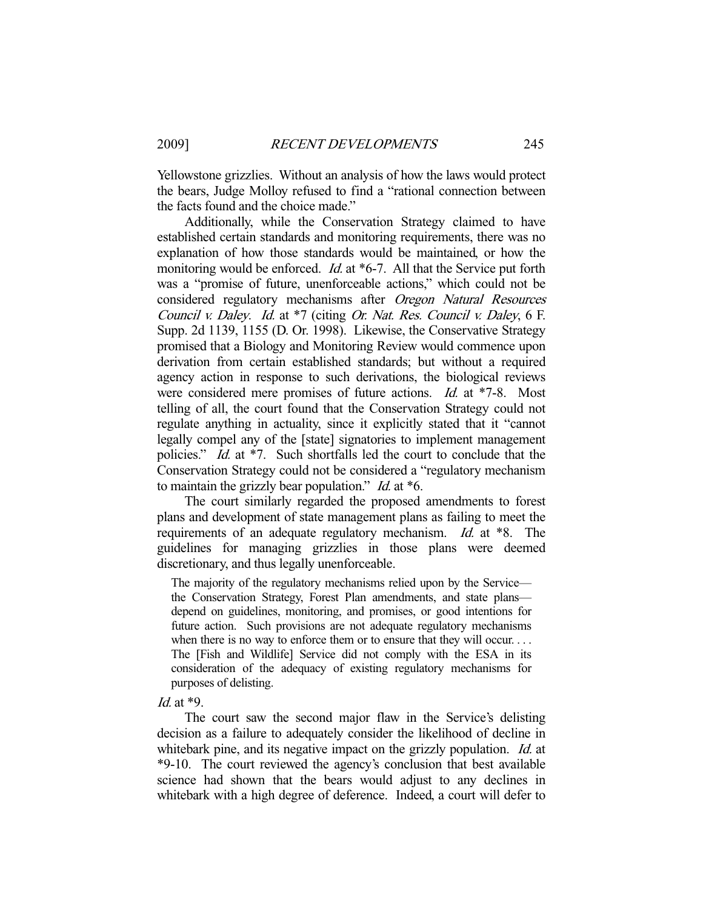Yellowstone grizzlies. Without an analysis of how the laws would protect the bears, Judge Molloy refused to find a "rational connection between the facts found and the choice made."

Additionally, while the Conservation Strategy claimed to have established certain standards and monitoring requirements, there was no explanation of how those standards would be maintained, or how the monitoring would be enforced. *Id.* at *6-7. All that the Service put forth was a "promise of future, unenforceable actions," which could not be considered regulatory mechanisms after *Oregon Natural Resources Council v. Daley*. *Id.* at *7 (citing *Or. Nat. Res. Council v. Daley*, 6 F. Supp. 2d 1139, 1155 (D. Or. 1998). Likewise, the Conservative Strategy promised that a Biology and Monitoring Review would commence upon derivation from certain established standards; but without a required agency action in response to such derivations, the biological reviews were considered mere promises of future actions. *Id.* at *7-8. Most telling of all, the court found that the Conservation Strategy could not regulate anything in actuality, since it explicitly stated that it "cannot legally compel any of the [state] signatories to implement management policies." *Id.* at *7. Such shortfalls led the court to conclude that the Conservation Strategy could not be considered a "regulatory mechanism to maintain the grizzly bear population." *Id.* at *6.

The court similarly regarded the proposed amendments to forest plans and development of state management plans as failing to meet the requirements of an adequate regulatory mechanism. *Id.* at *8. The guidelines for managing grizzlies in those plans were deemed discretionary, and thus legally unenforceable.

> The majority of the regulatory mechanisms relied upon by the Service—the Conservation Strategy, Forest Plan amendments, and state plans—depend on guidelines, monitoring, and promises, or good intentions for future action. Such provisions are not adequate regulatory mechanisms when there is no way to enforce them or to ensure that they will occur. . . . The [Fish and Wildlife] Service did not comply with the ESA in its consideration of the adequacy of existing regulatory mechanisms for purposes of delisting.

*Id.* at *9.

The court saw the second major flaw in the Service's delisting decision as a failure to adequately consider the likelihood of decline in whitebark pine, and its negative impact on the grizzly population. *Id.* at *9-10. The court reviewed the agency's conclusion that best available science had shown that the bears would adjust to any declines in whitebark with a high degree of deference. Indeed, a court will defer to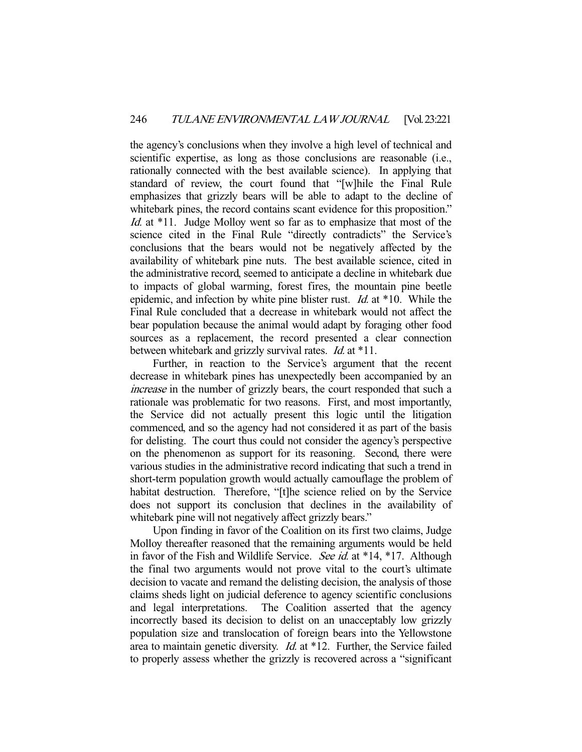the agency's conclusions when they involve a high level of technical and scientific expertise, as long as those conclusions are reasonable (i.e., rationally connected with the best available science). In applying that standard of review, the court found that "[w]hile the Final Rule emphasizes that grizzly bears will be able to adapt to the decline of whitebark pines, the record contains scant evidence for this proposition." *Id.* at *11. Judge Molloy went so far as to emphasize that most of the science cited in the Final Rule "directly contradicts" the Service's conclusions that the bears would not be negatively affected by the availability of whitebark pine nuts. The best available science, cited in the administrative record, seemed to anticipate a decline in whitebark due to impacts of global warming, forest fires, the mountain pine beetle epidemic, and infection by white pine blister rust. *Id.* at *10. While the Final Rule concluded that a decrease in whitebark would not affect the bear population because the animal would adapt by foraging other food sources as a replacement, the record presented a clear connection between whitebark and grizzly survival rates. *Id.* at *11.

Further, in reaction to the Service's argument that the recent decrease in whitebark pines has unexpectedly been accompanied by an *increase* in the number of grizzly bears, the court responded that such a rationale was problematic for two reasons. First, and most importantly, the Service did not actually present this logic until the litigation commenced, and so the agency had not considered it as part of the basis for delisting. The court thus could not consider the agency's perspective on the phenomenon as support for its reasoning. Second, there were various studies in the administrative record indicating that such a trend in short-term population growth would actually camouflage the problem of habitat destruction. Therefore, "[t]he science relied on by the Service does not support its conclusion that declines in the availability of whitebark pine will not negatively affect grizzly bears."

Upon finding in favor of the Coalition on its first two claims, Judge Molloy thereafter reasoned that the remaining arguments would be held in favor of the Fish and Wildlife Service. *See id.* at *14, *17. Although the final two arguments would not prove vital to the court's ultimate decision to vacate and remand the delisting decision, the analysis of those claims sheds light on judicial deference to agency scientific conclusions and legal interpretations. The Coalition asserted that the agency incorrectly based its decision to delist on an unacceptably low grizzly population size and translocation of foreign bears into the Yellowstone area to maintain genetic diversity. *Id.* at *12. Further, the Service failed to properly assess whether the grizzly is recovered across a "significant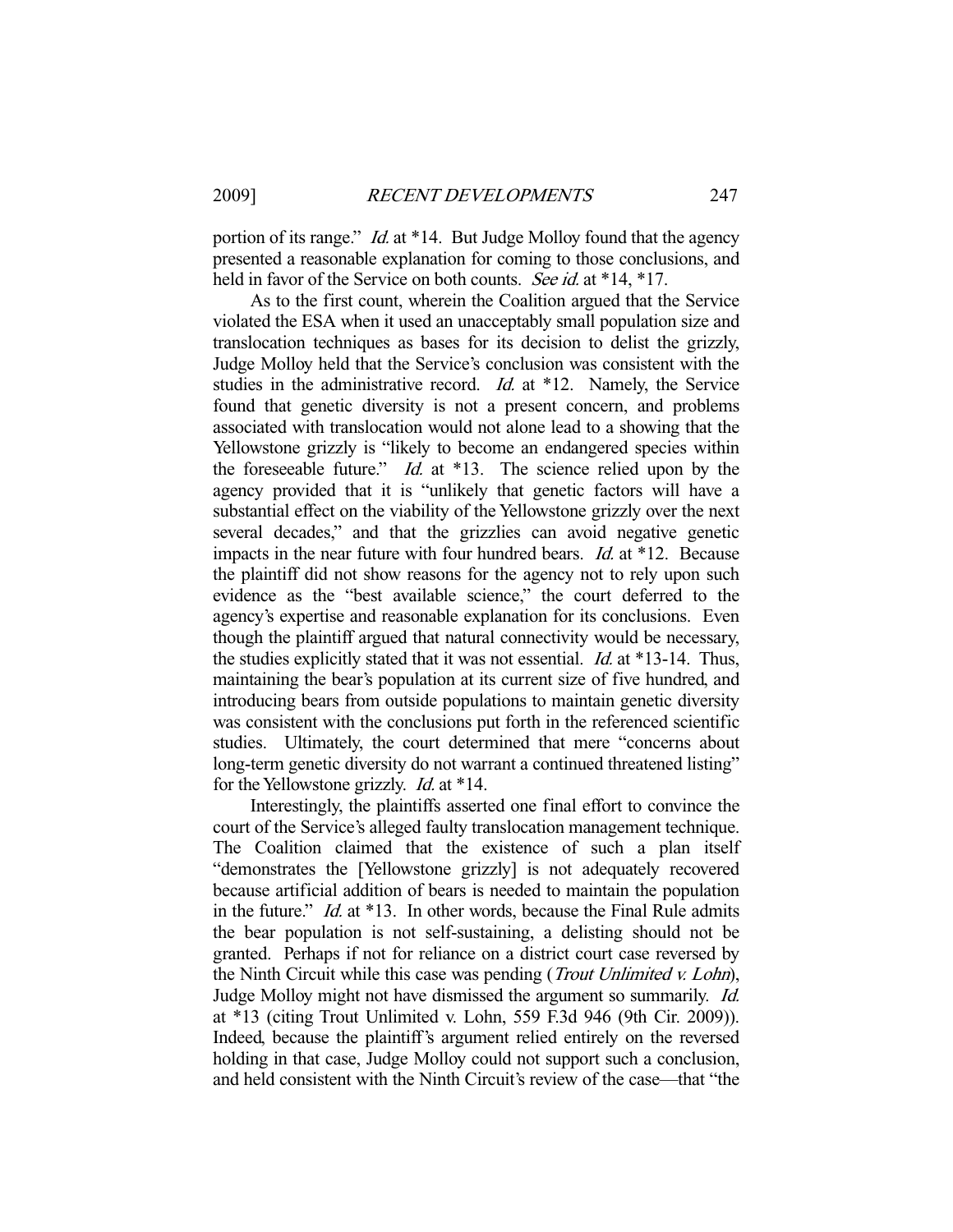portion of its range." *Id.* at *14. But Judge Molloy found that the agency presented a reasonable explanation for coming to those conclusions, and held in favor of the Service on both counts. *See id.* at *14, *17.

As to the first count, wherein the Coalition argued that the Service violated the ESA when it used an unacceptably small population size and translocation techniques as bases for its decision to delist the grizzly, Judge Molloy held that the Service's conclusion was consistent with the studies in the administrative record. *Id.* at *12. Namely, the Service found that genetic diversity is not a present concern, and problems associated with translocation would not alone lead to a showing that the Yellowstone grizzly is "likely to become an endangered species within the foreseeable future." *Id.* at *13. The science relied upon by the agency provided that it is "unlikely that genetic factors will have a substantial effect on the viability of the Yellowstone grizzly over the next several decades," and that the grizzlies can avoid negative genetic impacts in the near future with four hundred bears. *Id.* at *12. Because the plaintiff did not show reasons for the agency not to rely upon such evidence as the "best available science," the court deferred to the agency's expertise and reasonable explanation for its conclusions. Even though the plaintiff argued that natural connectivity would be necessary, the studies explicitly stated that it was not essential. *Id.* at *13-14. Thus, maintaining the bear's population at its current size of five hundred, and introducing bears from outside populations to maintain genetic diversity was consistent with the conclusions put forth in the referenced scientific studies. Ultimately, the court determined that mere "concerns about long-term genetic diversity do not warrant a continued threatened listing" for the Yellowstone grizzly. *Id.* at *14.

Interestingly, the plaintiffs asserted one final effort to convince the court of the Service's alleged faulty translocation management technique. The Coalition claimed that the existence of such a plan itself "demonstrates the [Yellowstone grizzly] is not adequately recovered because artificial addition of bears is needed to maintain the population in the future." *Id.* at *13. In other words, because the Final Rule admits the bear population is not self-sustaining, a delisting should not be granted. Perhaps if not for reliance on a district court case reversed by the Ninth Circuit while this case was pending (*Trout Unlimited v. Lohn*), Judge Molloy might not have dismissed the argument so summarily. *Id.* at *13 (citing Trout Unlimited v. Lohn, 559 F.3d 946 (9th Cir. 2009)). Indeed, because the plaintiff's argument relied entirely on the reversed holding in that case, Judge Molloy could not support such a conclusion, and held consistent with the Ninth Circuit's review of the case—that "the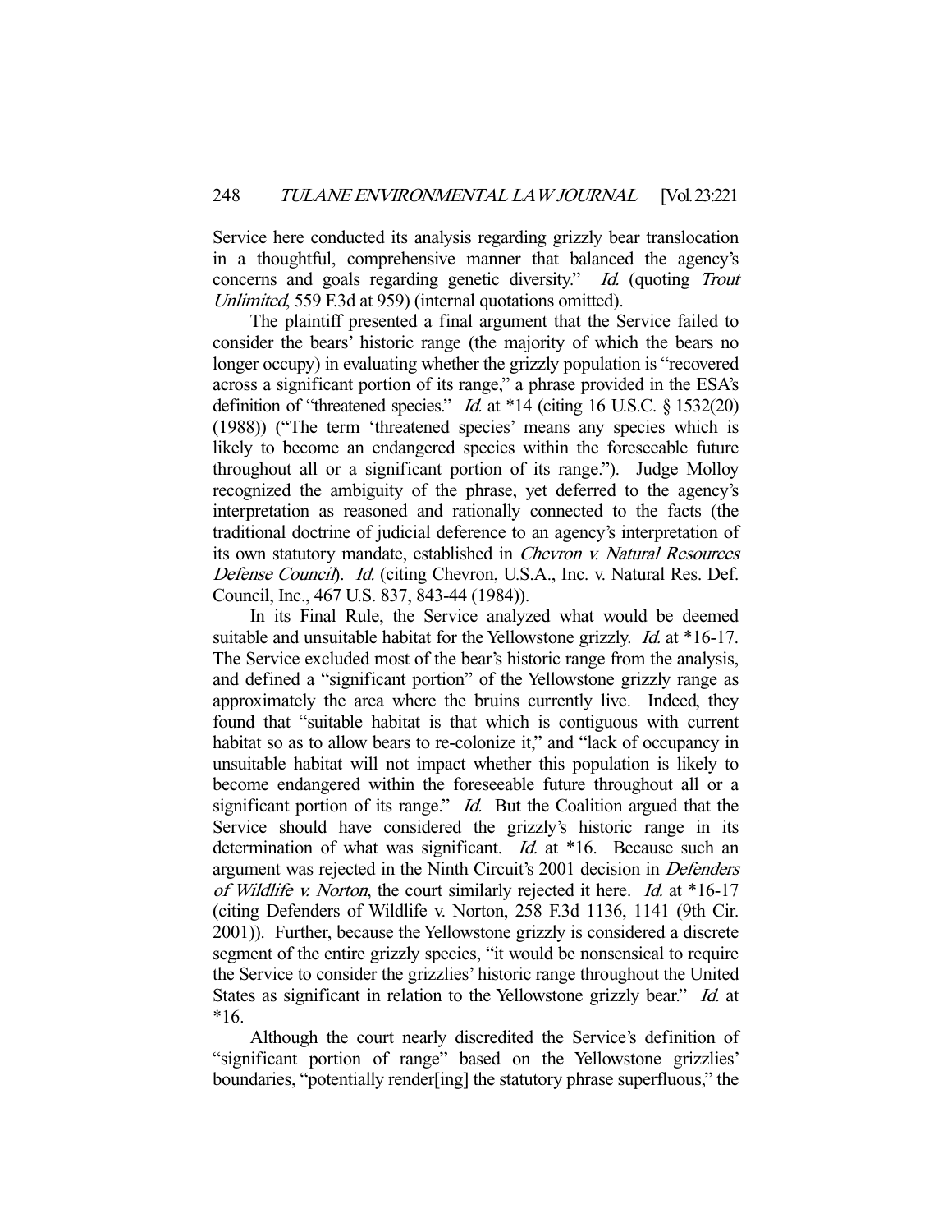Service here conducted its analysis regarding grizzly bear translocation in a thoughtful, comprehensive manner that balanced the agency's concerns and goals regarding genetic diversity." *Id.* (quoting *Trout Unlimited*, 559 F.3d at 959) (internal quotations omitted).

The plaintiff presented a final argument that the Service failed to consider the bears' historic range (the majority of which the bears no longer occupy) in evaluating whether the grizzly population is "recovered across a significant portion of its range," a phrase provided in the ESA's definition of "threatened species." *Id.* at *14 (citing 16 U.S.C. § 1532(20) (1988)) ("The term 'threatened species' means any species which is likely to become an endangered species within the foreseeable future throughout all or a significant portion of its range."). Judge Molloy recognized the ambiguity of the phrase, yet deferred to the agency's interpretation as reasoned and rationally connected to the facts (the traditional doctrine of judicial deference to an agency's interpretation of its own statutory mandate, established in *Chevron v. Natural Resources Defense Council*). *Id.* (citing Chevron, U.S.A., Inc. v. Natural Res. Def. Council, Inc., 467 U.S. 837, 843-44 (1984)).

In its Final Rule, the Service analyzed what would be deemed suitable and unsuitable habitat for the Yellowstone grizzly. *Id.* at *16-17. The Service excluded most of the bear's historic range from the analysis, and defined a "significant portion" of the Yellowstone grizzly range as approximately the area where the bruins currently live. Indeed, they found that "suitable habitat is that which is contiguous with current habitat so as to allow bears to re-colonize it," and "lack of occupancy in unsuitable habitat will not impact whether this population is likely to become endangered within the foreseeable future throughout all or a significant portion of its range." *Id.* But the Coalition argued that the Service should have considered the grizzly's historic range in its determination of what was significant. *Id.* at *16. Because such an argument was rejected in the Ninth Circuit's 2001 decision in *Defenders of Wildlife v. Norton*, the court similarly rejected it here. *Id.* at *16-17 (citing Defenders of Wildlife v. Norton, 258 F.3d 1136, 1141 (9th Cir. 2001)). Further, because the Yellowstone grizzly is considered a discrete segment of the entire grizzly species, "it would be nonsensical to require the Service to consider the grizzlies' historic range throughout the United States as significant in relation to the Yellowstone grizzly bear." *Id.* at *16.

Although the court nearly discredited the Service's definition of "significant portion of range" based on the Yellowstone grizzlies' boundaries, "potentially render[ing] the statutory phrase superfluous," the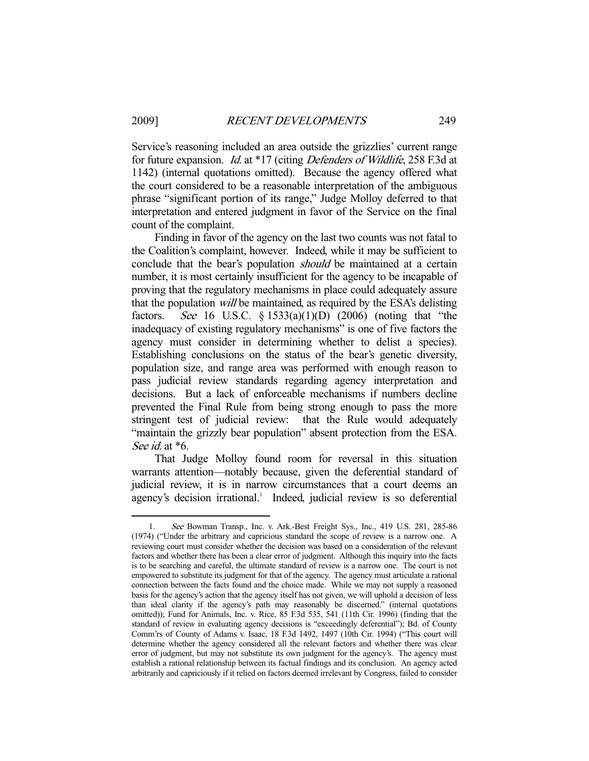Service's reasoning included an area outside the grizzlies' current range for future expansion. *Id.* at *17 (citing *Defenders of Wildlife*, 258 F.3d at 1142) (internal quotations omitted). Because the agency offered what the court considered to be a reasonable interpretation of the ambiguous phrase "significant portion of its range," Judge Molloy deferred to that interpretation and entered judgment in favor of the Service on the final count of the complaint.

Finding in favor of the agency on the last two counts was not fatal to the Coalition's complaint, however. Indeed, while it may be sufficient to conclude that the bear's population *should* be maintained at a certain number, it is most certainly insufficient for the agency to be incapable of proving that the regulatory mechanisms in place could adequately assure that the population *will* be maintained, as required by the ESA's delisting factors. *See* 16 U.S.C. § 1533(a)(1)(D) (2006) (noting that "the inadequacy of existing regulatory mechanisms" is one of five factors the agency must consider in determining whether to delist a species). Establishing conclusions on the status of the bear's genetic diversity, population size, and range area was performed with enough reason to pass judicial review standards regarding agency interpretation and decisions. But a lack of enforceable mechanisms if numbers decline prevented the Final Rule from being strong enough to pass the more stringent test of judicial review: that the Rule would adequately "maintain the grizzly bear population" absent protection from the ESA. *See id.* at *6.

That Judge Molloy found room for reversal in this situation warrants attention—notably because, given the deferential standard of judicial review, it is in narrow circumstances that a court deems an agency's decision irrational.[1] Indeed, judicial review is so deferential

---

1. *See* Bowman Transp., Inc. v. Ark.-Best Freight Sys., Inc., 419 U.S. 281, 285-86 (1974) ("Under the arbitrary and capricious standard the scope of review is a narrow one. A reviewing court must consider whether the decision was based on a consideration of the relevant factors and whether there has been a clear error of judgment. Although this inquiry into the facts is to be searching and careful, the ultimate standard of review is a narrow one. The court is not empowered to substitute its judgment for that of the agency. The agency must articulate a rational connection between the facts found and the choice made. While we may not supply a reasoned basis for the agency's action that the agency itself has not given, we will uphold a decision of less than ideal clarity if the agency's path may reasonably be discerned." (internal quotations omitted)); Fund for Animals, Inc. v. Rice, 85 F.3d 535, 541 (11th Cir. 1996) (finding that the standard of review in evaluating agency decisions is "exceedingly deferential"); Bd. of County Comm'rs of County of Adams v. Isaac, 18 F.3d 1492, 1497 (10th Cir. 1994) ("This court will determine whether the agency considered all the relevant factors and whether there was clear error of judgment, but may not substitute its own judgment for the agency's. The agency must establish a rational relationship between its factual findings and its conclusion. An agency acted arbitrarily and capriciously if it relied on factors deemed irrelevant by Congress, failed to consider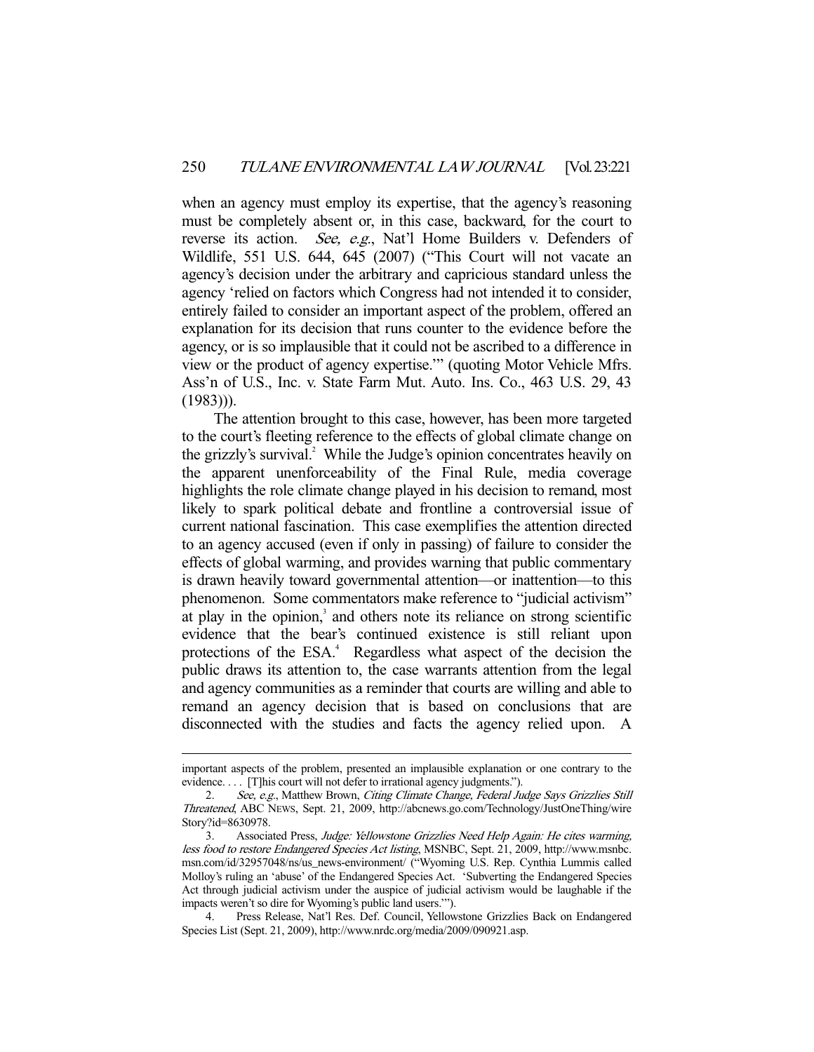when an agency must employ its expertise, that the agency's reasoning must be completely absent or, in this case, backward, for the court to reverse its action. *See, e.g.*, Nat'l Home Builders v. Defenders of Wildlife, 551 U.S. 644, 645 (2007) ("This Court will not vacate an agency's decision under the arbitrary and capricious standard unless the agency 'relied on factors which Congress had not intended it to consider, entirely failed to consider an important aspect of the problem, offered an explanation for its decision that runs counter to the evidence before the agency, or is so implausible that it could not be ascribed to a difference in view or the product of agency expertise.'" (quoting Motor Vehicle Mfrs. Ass'n of U.S., Inc. v. State Farm Mut. Auto. Ins. Co., 463 U.S. 29, 43 (1983))).

The attention brought to this case, however, has been more targeted to the court's fleeting reference to the effects of global climate change on the grizzly's survival.[2] While the Judge's opinion concentrates heavily on the apparent unenforceability of the Final Rule, media coverage highlights the role climate change played in his decision to remand, most likely to spark political debate and frontline a controversial issue of current national fascination. This case exemplifies the attention directed to an agency accused (even if only in passing) of failure to consider the effects of global warming, and provides warning that public commentary is drawn heavily toward governmental attention—or inattention—to this phenomenon. Some commentators make reference to "judicial activism" at play in the opinion,[3] and others note its reliance on strong scientific evidence that the bear's continued existence is still reliant upon protections of the ESA.[4] Regardless what aspect of the decision the public draws its attention to, the case warrants attention from the legal and agency communities as a reminder that courts are willing and able to remand an agency decision that is based on conclusions that are disconnected with the studies and facts the agency relied upon. A

---

important aspects of the problem, presented an implausible explanation or one contrary to the evidence. . . . [T]his court will not defer to irrational agency judgments.").

2. *See, e.g.*, Matthew Brown, *Citing Climate Change, Federal Judge Says Grizzlies Still Threatened*, ABC NEWS, Sept. 21, 2009, http://abcnews.go.com/Technology/JustOneThing/wireStory?id=8630978.

3. Associated Press, *Judge: Yellowstone Grizzlies Need Help Again: He cites warming, less food to restore Endangered Species Act listing*, MSNBC, Sept. 21, 2009, http://www.msnbc.msn.com/id/32957048/ns/us_news-environment/ ("Wyoming U.S. Rep. Cynthia Lummis called Molloy's ruling an 'abuse' of the Endangered Species Act. 'Subverting the Endangered Species Act through judicial activism would be laughable if the impacts weren't so dire for Wyoming's public land users.'").

4. Press Release, Nat'l Res. Def. Council, Yellowstone Grizzlies Back on Endangered Species List (Sept. 21, 2009), http://www.nrdc.org/media/2009/090921.asp.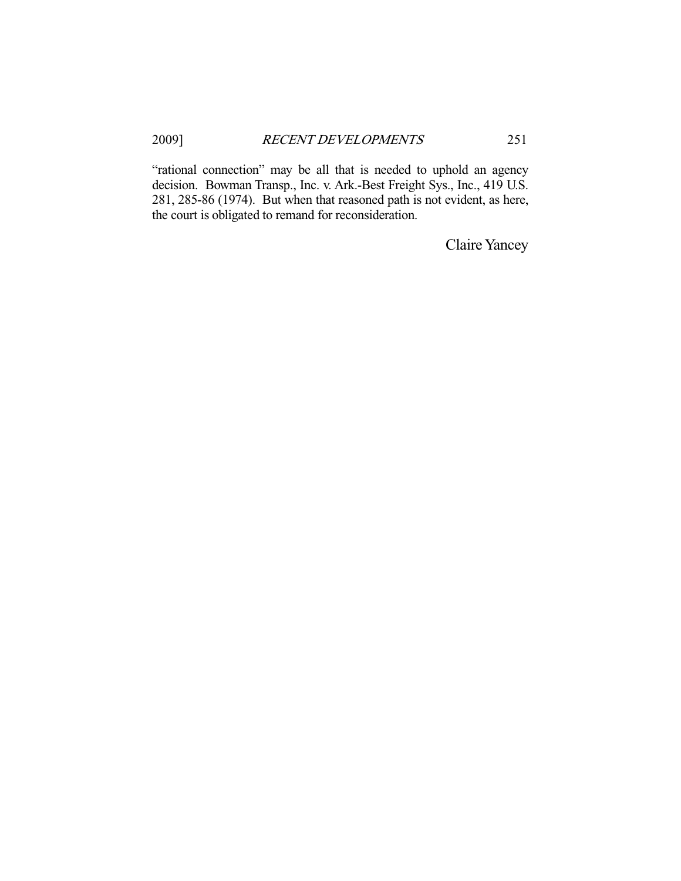"rational connection" may be all that is needed to uphold an agency decision. Bowman Transp., Inc. v. Ark.-Best Freight Sys., Inc., 419 U.S. 281, 285-86 (1974). But when that reasoned path is not evident, as here, the court is obligated to remand for reconsideration.

Claire Yancey